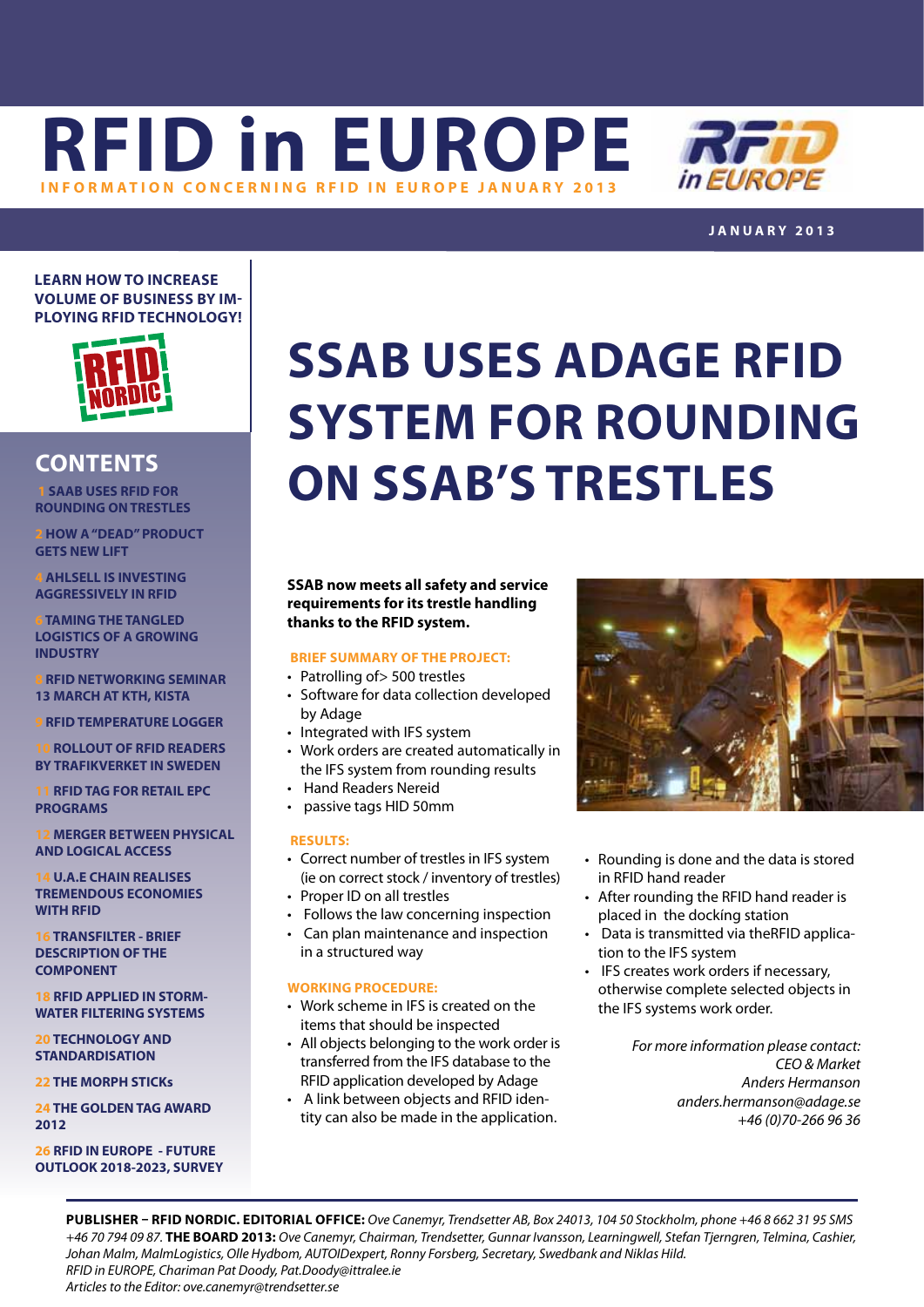# RFID in EUROPE

INFORMATION CONCERNING RFID IN EUROPE JANUARY 2013

JANUARY 2013

**LEARN HOW TO INCREASE VOLUME OF BUSINESS BY IMPLOYING RFID TECHNOLOGY!**

## CONTENTS

- 1 SAAB USES RFID FOR ROUNDING ON TRESTLES
- 2 HOW A "DEAD" PRODUCT GETS NEW LIFT
- 4 AHLSELL IS INVESTING AGGRESSIVELY IN RFID
- 6 TAMING THE TANGLED LOGISTICS OF A GROWING INDUSTRY
- 8 RFID NETWORKING SEMINAR 13 MARCH AT KTH, KISTA
- 9 RFID TEMPERATURE LOGGER
- 10 ROLLOUT OF RFID READERS BY TRAFIKVERKET IN SWEDEN
- 11 RFID TAG FOR RETAIL EPC PROGRAMS
- 12 MERGER BETWEEN PHYSICAL AND LOGICAL ACCESS
- 14 U.A.E CHAIN REALISES TREMENDOUS ECONOMIES WITH RFID
- 16 TRANSFILTER - BRIEF DESCRIPTION OF THE COMPONENT
- 18 RFID APPLIED IN STORM-WATER FILTERING SYSTEMS
- 20 TECHNOLOGY AND STANDARDISATION
- 22 THE MORPH STICKs
- 24 THE GOLDEN TAG AWARD 2012
- 26 RFID IN EUROPE - FUTURE OUTLOOK 2018-2023, SURVEY

# SSAB USES ADAGE RFID SYSTEM FOR ROUNDING ON SSAB'S TRESTLES

**SSAB now meets all safety and service requirements for its trestle handling thanks to the RFID system.**

### BRIEF SUMMARY OF THE PROJECT:

- Patrolling of> 500 trestles
- Software for data collection developed by Adage
- Integrated with IFS system
- Work orders are created automatically in the IFS system from rounding results
- Hand Readers Nereid
- passive tags HID 50mm

### RESULTS:

- Correct number of trestles in IFS system (ie on correct stock / inventory of trestles)
- Proper ID on all trestles
- Follows the law concerning inspection
- Can plan maintenance and inspection in a structured way

### WORKING PROCEDURE:

- Work scheme in IFS is created on the items that should be inspected
- All objects belonging to the work order is transferred from the IFS database to the RFID application developed by Adage
- A link between objects and RFID identity can also be made in the application.
- Rounding is done and the data is stored in RFID hand reader
- After rounding the RFID hand reader is placed in the docking station
- Data is transmitted via theRFID application to the IFS system
- IFS creates work orders if necessary, otherwise complete selected objects in the IFS systems work order.

*For more information please contact:*
*CEO & Market*
*Anders Hermanson*
*anders.hermanson@adage.se*
*+46 (0)70-266 96 36*

**PUBLISHER – RFID NORDIC. EDITORIAL OFFICE:** *Ove Canemyr, Trendsetter AB, Box 24013, 104 50 Stockholm, phone +46 8 662 31 95 SMS +46 70 794 09 87.* **THE BOARD 2013:** *Ove Canemyr, Chairman, Trendsetter, Gunnar Ivansson, Learningwell, Stefan Tjerngren, Telmina, Cashier, Johan Malm, MalmLogistics, Olle Hydbom, AUTOIDexpert, Ronny Forsberg, Secretary, Swedbank and Niklas Hild.*
*RFID in EUROPE, Chariman Pat Doody, Pat.Doody@ittralee.ie*
*Articles to the Editor: ove.canemyr@trendsetter.se*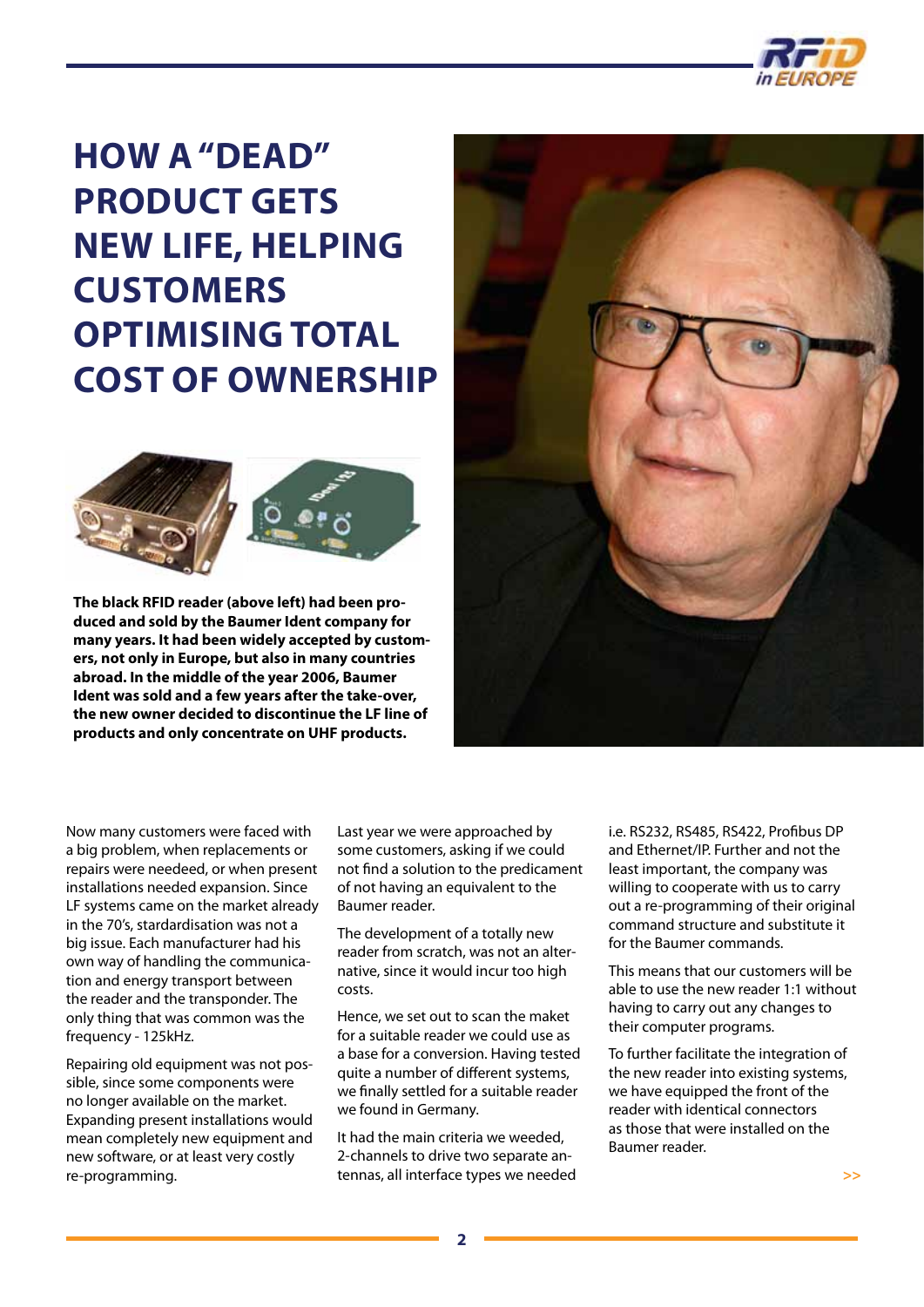# HOW A "DEAD" PRODUCT GETS NEW LIFE, HELPING CUSTOMERS OPTIMISING TOTAL COST OF OWNERSHIP

**The black RFID reader (above left) had been produced and sold by the Baumer Ident company for many years. It had been widely accepted by customers, not only in Europe, but also in many countries abroad. In the middle of the year 2006, Baumer Ident was sold and a few years after the take-over, the new owner decided to discontinue the LF line of products and only concentrate on UHF products.**

Now many customers were faced with a big problem, when replacements or repairs were neeeded, or when present installations needed expansion. Since LF systems came on the market already in the 70's, stardardisation was not a big issue. Each manufacturer had his own way of handling the communication and energy transport between the reader and the transponder. The only thing that was common was the frequency - 125kHz.

Repairing old equipment was not possible, since some components were no longer available on the market. Expanding present installations would mean completely new equipment and new software, or at least very costly re-programming.

Last year we were approached by some customers, asking if we could not find a solution to the predicament of not having an equivalent to the Baumer reader.

The development of a totally new reader from scratch, was not an alternative, since it would incur too high costs.

Hence, we set out to scan the maket for a suitable reader we could use as a base for a conversion. Having tested quite a number of different systems, we finally settled for a suitable reader we found in Germany.

It had the main criteria we weeded, 2-channels to drive two separate antennas, all interface types we needed i.e. RS232, RS485, RS422, Profibus DP and Ethernet/IP. Further and not the least important, the company was willing to cooperate with us to carry out a re-programming of their original command structure and substitute it for the Baumer commands.

This means that our customers will be able to use the new reader 1:1 without having to carry out any changes to their computer programs.

To further facilitate the integration of the new reader into existing systems, we have equipped the front of the reader with identical connectors as those that were installed on the Baumer reader.

>>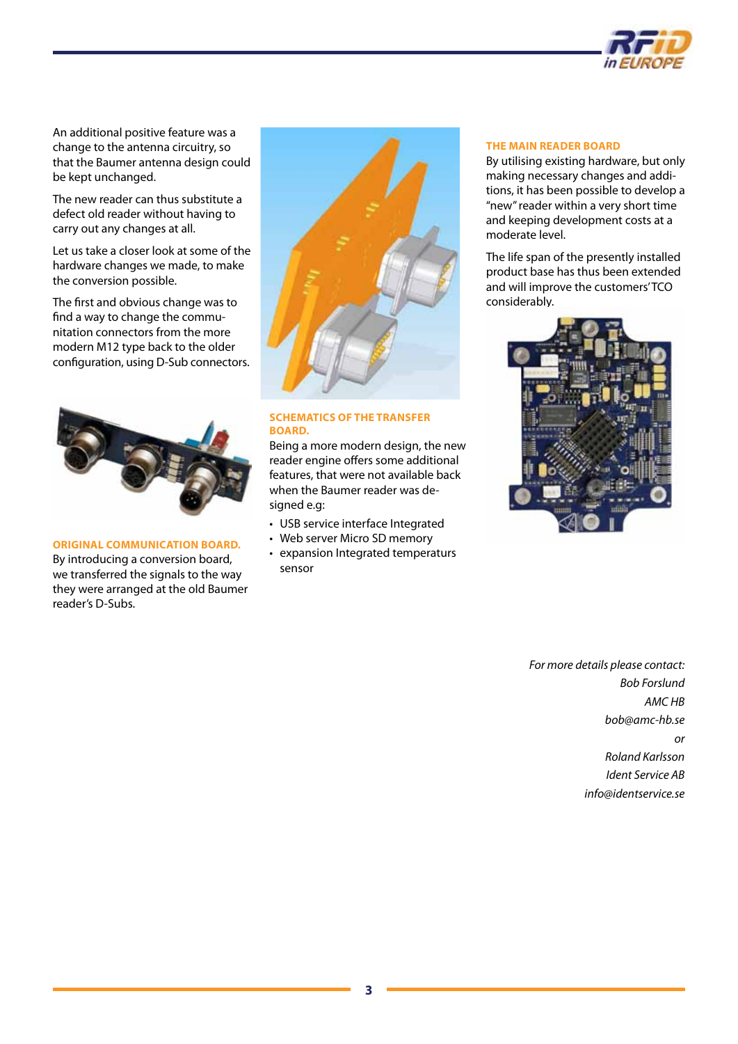An additional positive feature was a change to the antenna circuitry, so that the Baumer antenna design could be kept unchanged.

The new reader can thus substitute a defect old reader without having to carry out any changes at all.

Let us take a closer look at some of the hardware changes we made, to make the conversion possible.

The first and obvious change was to find a way to change the communitation connectors from the more modern M12 type back to the older configuration, using D-Sub connectors.

**ORIGINAL COMMUNICATION BOARD.**
By introducing a conversion board, we transferred the signals to the way they were arranged at the old Baumer reader's D-Subs.

**SCHEMATICS OF THE TRANSFER BOARD.**
Being a more modern design, the new reader engine offers some additional features, that were not available back when the Baumer reader was designed e.g:

- USB service interface Integrated
- Web server Micro SD memory
- expansion Integrated temperaturs sensor

**THE MAIN READER BOARD**
By utilising existing hardware, but only making necessary changes and additions, it has been possible to develop a "new" reader within a very short time and keeping development costs at a moderate level.

The life span of the presently installed product base has thus been extended and will improve the customers' TCO considerably.

*For more details please contact:*
*Bob Forslund*
*AMC HB*
*bob@amc-hb.se*
*or*
*Roland Karlsson*
*Ident Service AB*
*info@identservice.se*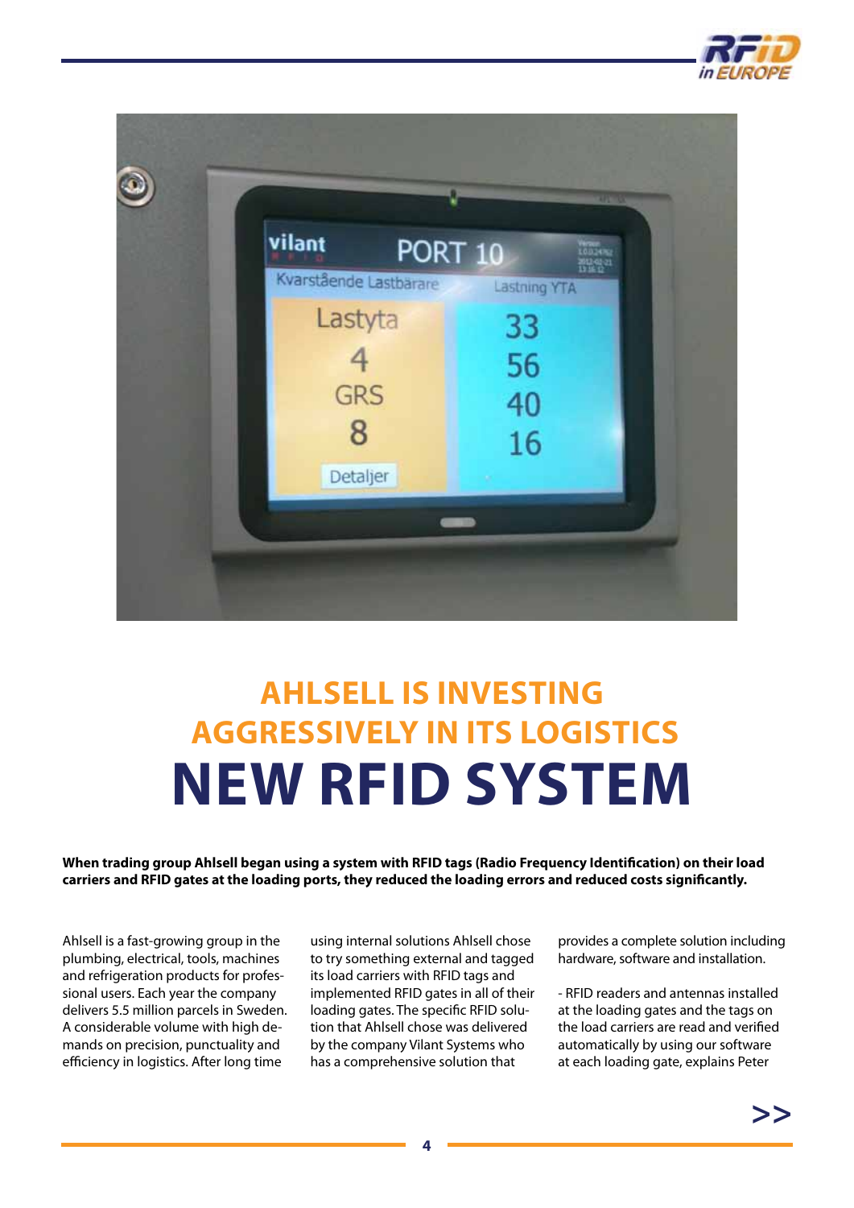# AHLSELL IS INVESTING AGGRESSIVELY IN ITS LOGISTICS

# NEW RFID SYSTEM

**When trading group Ahlsell began using a system with RFID tags (Radio Frequency Identification) on their load carriers and RFID gates at the loading ports, they reduced the loading errors and reduced costs significantly.**

Ahlsell is a fast-growing group in the plumbing, electrical, tools, machines and refrigeration products for professional users. Each year the company delivers 5.5 million parcels in Sweden. A considerable volume with high demands on precision, punctuality and efficiency in logistics. After long time using internal solutions Ahlsell chose to try something external and tagged its load carriers with RFID tags and implemented RFID gates in all of their loading gates. The specific RFID solution that Ahlsell chose was delivered by the company Vilant Systems who has a comprehensive solution that provides a complete solution including hardware, software and installation.

- RFID readers and antennas installed at the loading gates and the tags on the load carriers are read and verified automatically by using our software at each loading gate, explains Peter

>>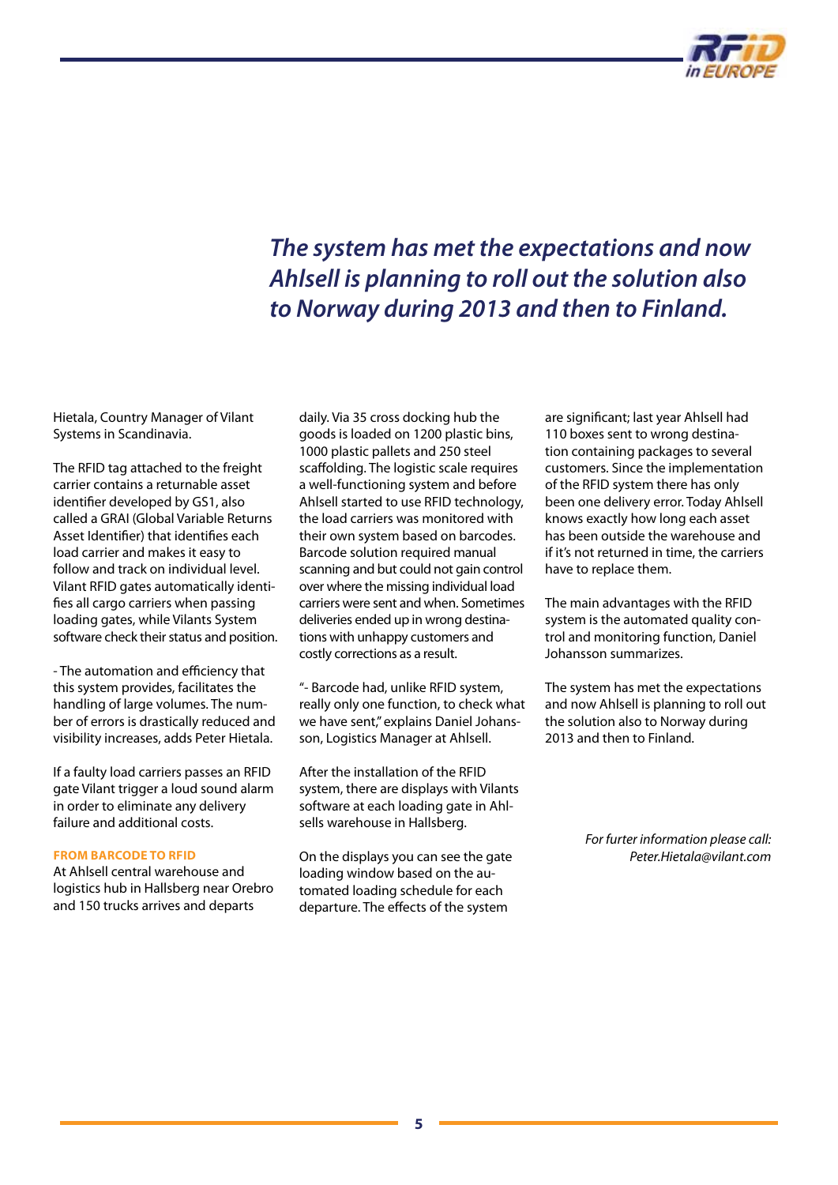*The system has met the expectations and now Ahlsell is planning to roll out the solution also to Norway during 2013 and then to Finland.*

Hietala, Country Manager of Vilant Systems in Scandinavia.

The RFID tag attached to the freight carrier contains a returnable asset identifier developed by GS1, also called a GRAI (Global Variable Returns Asset Identifier) that identifies each load carrier and makes it easy to follow and track on individual level. Vilant RFID gates automatically identifies all cargo carriers when passing loading gates, while Vilants System software check their status and position.

- The automation and efficiency that this system provides, facilitates the handling of large volumes. The number of errors is drastically reduced and visibility increases, adds Peter Hietala.

If a faulty load carriers passes an RFID gate Vilant trigger a loud sound alarm in order to eliminate any delivery failure and additional costs.

**FROM BARCODE TO RFID**

At Ahlsell central warehouse and logistics hub in Hallsberg near Orebro and 150 trucks arrives and departs daily. Via 35 cross docking hub the goods is loaded on 1200 plastic bins, 1000 plastic pallets and 250 steel scaffolding. The logistic scale requires a well-functioning system and before Ahlsell started to use RFID technology, the load carriers was monitored with their own system based on barcodes. Barcode solution required manual scanning and but could not gain control over where the missing individual load carriers were sent and when. Sometimes deliveries ended up in wrong destinations with unhappy customers and costly corrections as a result.

"- Barcode had, unlike RFID system, really only one function, to check what we have sent," explains Daniel Johansson, Logistics Manager at Ahlsell.

After the installation of the RFID system, there are displays with Vilants software at each loading gate in Ahlsells warehouse in Hallsberg.

On the displays you can see the gate loading window based on the automated loading schedule for each departure. The effects of the system are significant; last year Ahlsell had 110 boxes sent to wrong destination containing packages to several customers. Since the implementation of the RFID system there has only been one delivery error. Today Ahlsell knows exactly how long each asset has been outside the warehouse and if it's not returned in time, the carriers have to replace them.

The main advantages with the RFID system is the automated quality control and monitoring function, Daniel Johansson summarizes.

The system has met the expectations and now Ahlsell is planning to roll out the solution also to Norway during 2013 and then to Finland.

*For furter information please call:*
*Peter.Hietala@vilant.com*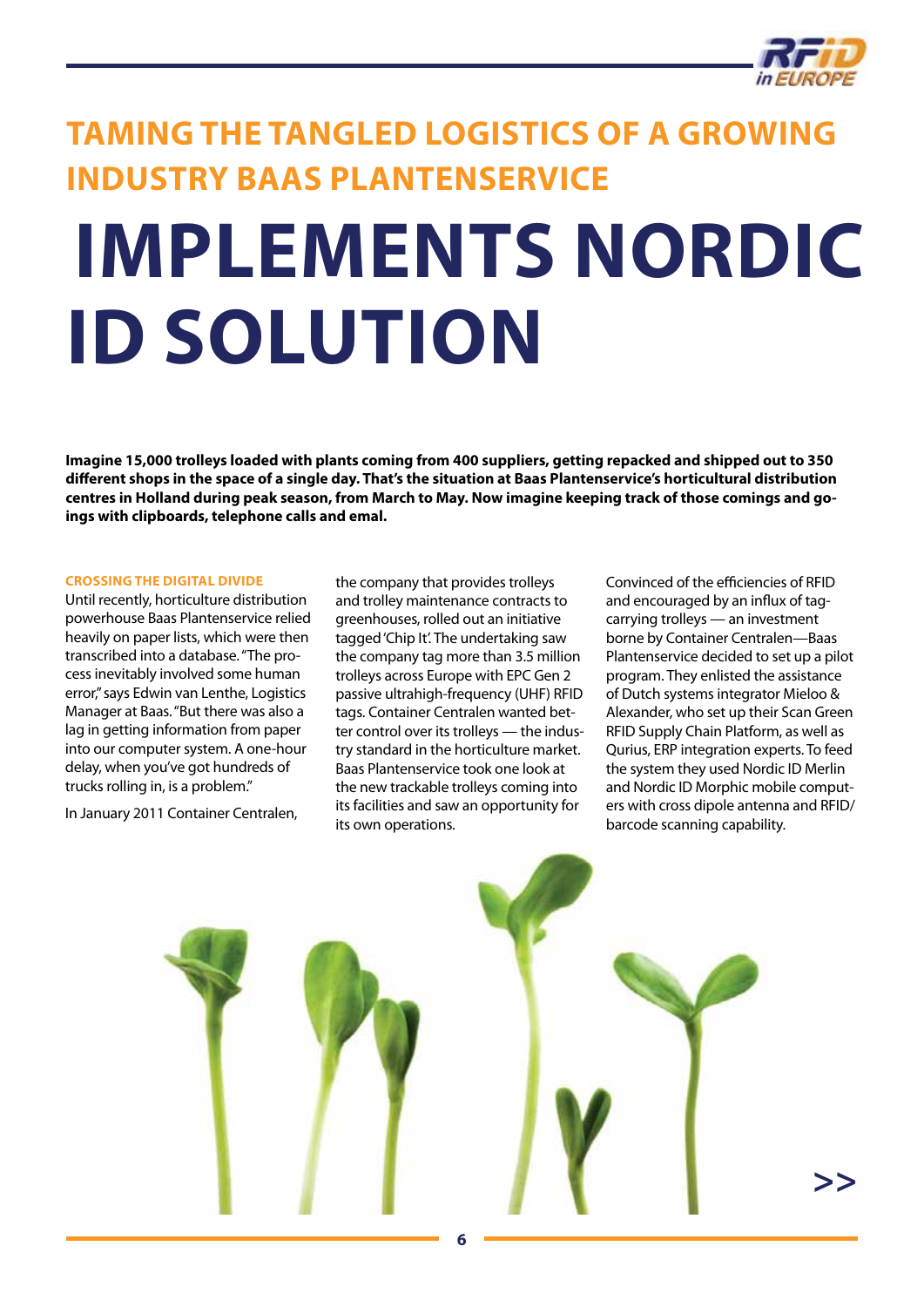## TAMING THE TANGLED LOGISTICS OF A GROWING INDUSTRY BAAS PLANTENSERVICE

# IMPLEMENTS NORDIC ID SOLUTION

**Imagine 15,000 trolleys loaded with plants coming from 400 suppliers, getting repacked and shipped out to 350 different shops in the space of a single day. That's the situation at Baas Plantenservice's horticultural distribution centres in Holland during peak season, from March to May. Now imagine keeping track of those comings and goings with clipboards, telephone calls and emal.**

### CROSSING THE DIGITAL DIVIDE

Until recently, horticulture distribution powerhouse Baas Plantenservice relied heavily on paper lists, which were then transcribed into a database. "The process inevitably involved some human error," says Edwin van Lenthe, Logistics Manager at Baas. "But there was also a lag in getting information from paper into our computer system. A one-hour delay, when you've got hundreds of trucks rolling in, is a problem."

In January 2011 Container Centralen, the company that provides trolleys and trolley maintenance contracts to greenhouses, rolled out an initiative tagged 'Chip It'. The undertaking saw the company tag more than 3.5 million trolleys across Europe with EPC Gen 2 passive ultrahigh-frequency (UHF) RFID tags. Container Centralen wanted better control over its trolleys — the industry standard in the horticulture market. Baas Plantenservice took one look at the new trackable trolleys coming into its facilities and saw an opportunity for its own operations.

Convinced of the efficiencies of RFID and encouraged by an influx of tag-carrying trolleys — an investment borne by Container Centralen—Baas Plantenservice decided to set up a pilot program. They enlisted the assistance of Dutch systems integrator Mieloo & Alexander, who set up their Scan Green RFID Supply Chain Platform, as well as Qurius, ERP integration experts. To feed the system they used Nordic ID Merlin and Nordic ID Morphic mobile computers with cross dipole antenna and RFID/barcode scanning capability.

>>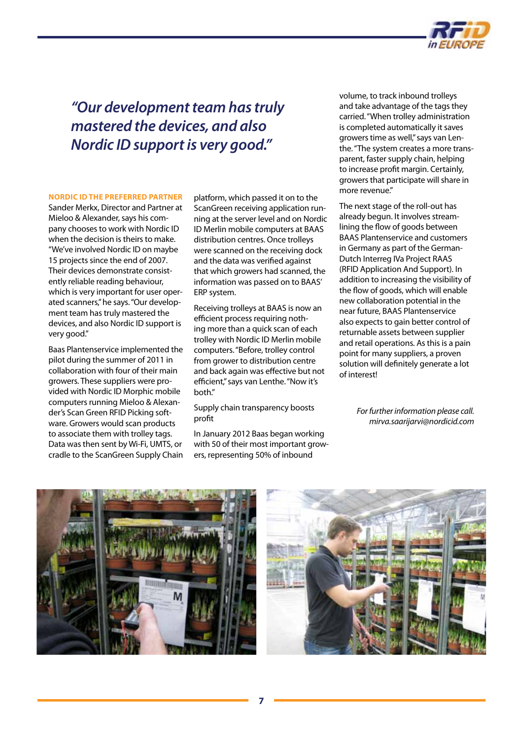> *"Our development team has truly mastered the devices, and also Nordic ID support is very good."*

### NORDIC ID THE PREFERRED PARTNER

Sander Merkx, Director and Partner at Mieloo & Alexander, says his company chooses to work with Nordic ID when the decision is theirs to make. "We've involved Nordic ID on maybe 15 projects since the end of 2007. Their devices demonstrate consistently reliable reading behaviour, which is very important for user operated scanners," he says. "Our development team has truly mastered the devices, and also Nordic ID support is very good."

Baas Plantenservice implemented the pilot during the summer of 2011 in collaboration with four of their main growers. These suppliers were provided with Nordic ID Morphic mobile computers running Mieloo & Alexander's Scan Green RFID Picking software. Growers would scan products to associate them with trolley tags. Data was then sent by Wi-Fi, UMTS, or cradle to the ScanGreen Supply Chain platform, which passed it on to the ScanGreen receiving application running at the server level and on Nordic ID Merlin mobile computers at BAAS distribution centres. Once trolleys were scanned on the receiving dock and the data was verified against that which growers had scanned, the information was passed on to BAAS' ERP system.

Receiving trolleys at BAAS is now an efficient process requiring nothing more than a quick scan of each trolley with Nordic ID Merlin mobile computers. "Before, trolley control from grower to distribution centre and back again was effective but not efficient," says van Lenthe. "Now it's both."

Supply chain transparency boosts profit

In January 2012 Baas began working with 50 of their most important growers, representing 50% of inbound volume, to track inbound trolleys and take advantage of the tags they carried. "When trolley administration is completed automatically it saves growers time as well," says van Lenthe. "The system creates a more transparent, faster supply chain, helping to increase profit margin. Certainly, growers that participate will share in more revenue."

The next stage of the roll-out has already begun. It involves streamlining the flow of goods between BAAS Plantenservice and customers in Germany as part of the German-Dutch Interreg IVa Project RAAS (RFID Application And Support). In addition to increasing the visibility of the flow of goods, which will enable new collaboration potential in the near future, BAAS Plantenservice also expects to gain better control of returnable assets between supplier and retail operations. As this is a pain point for many suppliers, a proven solution will definitely generate a lot of interest!

*For further information please call. mirva.saarijarvi@nordicid.com*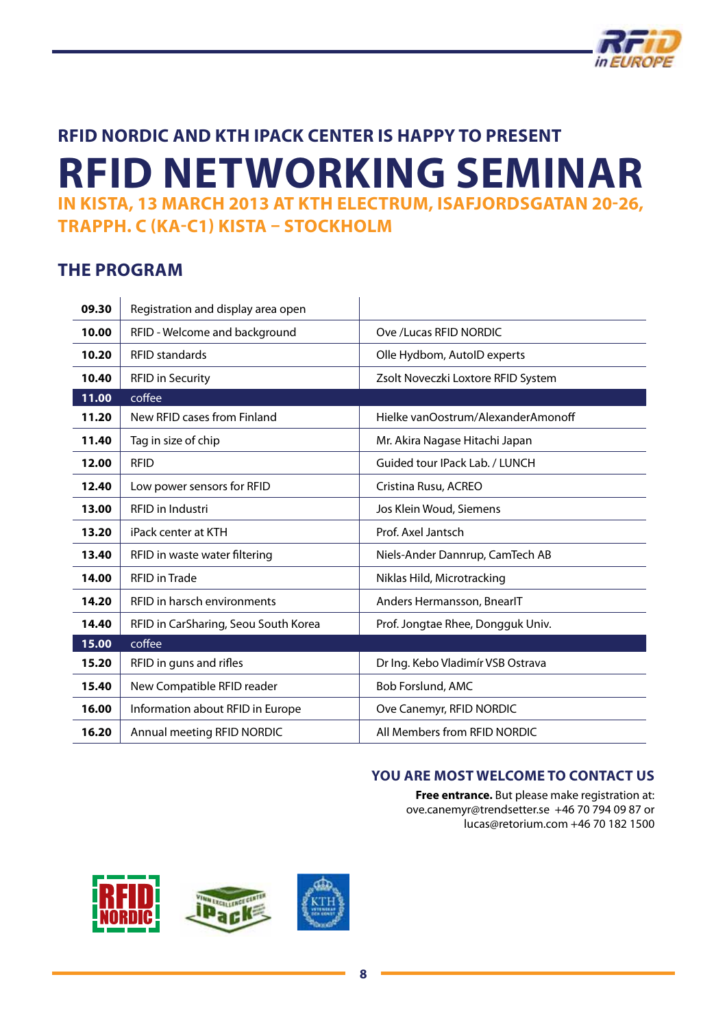### RFID NORDIC AND KTH IPACK CENTER IS HAPPY TO PRESENT

# RFID NETWORKING SEMINAR

### IN KISTA, 13 MARCH 2013 AT KTH ELECTRUM, ISAFJORDSGATAN 20-26, TRAPPH. C (KA-C1) KISTA – STOCKHOLM

## THE PROGRAM

| | | |
|---|---|---|
| **09.30** | Registration and display area open | |
| **10.00** | RFID - Welcome and background | Ove /Lucas RFID NORDIC |
| **10.20** | RFID standards | Olle Hydbom, AutoID experts |
| **10.40** | RFID in Security | Zsolt Noveczki Loxtore RFID System |
| **11.00** | coffee | |
| **11.20** | New RFID cases from Finland | Hielke vanOostrum/AlexanderAmonoff |
| **11.40** | Tag in size of chip | Mr. Akira Nagase Hitachi Japan |
| **12.00** | RFID | Guided tour IPack Lab. / LUNCH |
| **12.40** | Low power sensors for RFID | Cristina Rusu, ACREO |
| **13.00** | RFID in Industri | Jos Klein Woud, Siemens |
| **13.20** | iPack center at KTH | Prof. Axel Jantsch |
| **13.40** | RFID in waste water filtering | Niels-Ander Dannrup, CamTech AB |
| **14.00** | RFID in Trade | Niklas Hild, Microtracking |
| **14.20** | RFID in harsch environments | Anders Hermansson, BnearIT |
| **14.40** | RFID in CarSharing, Seou South Korea | Prof. Jongtae Rhee, Dongguk Univ. |
| **15.00** | coffee | |
| **15.20** | RFID in guns and rifles | Dr Ing. Kebo Vladimír VSB Ostrava |
| **15.40** | New Compatible RFID reader | Bob Forslund, AMC |
| **16.00** | Information about RFID in Europe | Ove Canemyr, RFID NORDIC |
| **16.20** | Annual meeting RFID NORDIC | All Members from RFID NORDIC |

### YOU ARE MOST WELCOME TO CONTACT US

**Free entrance.** But please make registration at:
ove.canemyr@trendsetter.se +46 70 794 09 87 or
lucas@retorium.com +46 70 182 1500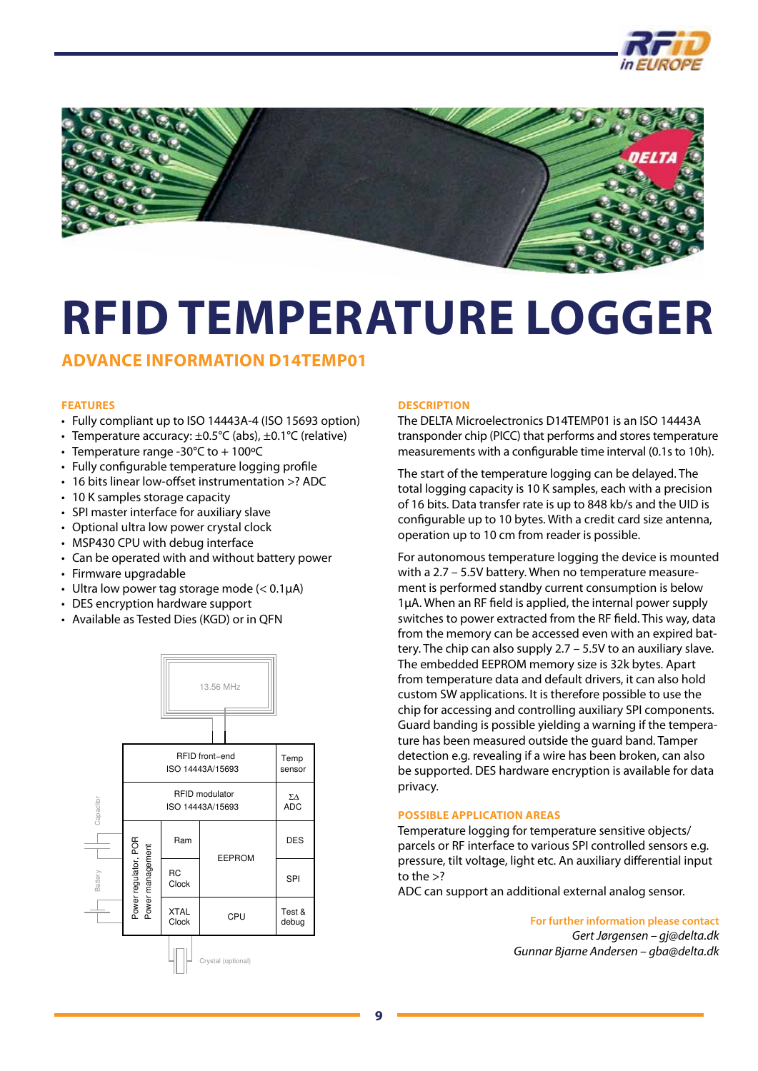# RFID TEMPERATURE LOGGER

## ADVANCE INFORMATION D14TEMP01

### FEATURES

- Fully compliant up to ISO 14443A-4 (ISO 15693 option)
- Temperature accuracy: ±0.5°C (abs), ±0.1°C (relative)
- Temperature range -30°C to + 100ºC
- Fully configurable temperature logging profile
- 16 bits linear low-offset instrumentation >? ADC
- 10 K samples storage capacity
- SPI master interface for auxiliary slave
- Optional ultra low power crystal clock
- MSP430 CPU with debug interface
- Can be operated with and without battery power
- Firmware upgradable
- Ultra low power tag storage mode (< 0.1µA)
- DES encryption hardware support
- Available as Tested Dies (KGD) or in QFN

13.56 MHz

| Power regulator, POR / Power management | RFID front–end ISO 14443A/15693 | | Temp sensor |
|---|---|---|---|
| | RFID modulator ISO 14443A/15693 | | ΣΔ ADC |
| | Ram | EEPROM | DES |
| | RC Clock | | SPI |
| | XTAL Clock | CPU | Test & debug |

Capacitor, Battery, Crystal (optional)

### DESCRIPTION

The DELTA Microelectronics D14TEMP01 is an ISO 14443A transponder chip (PICC) that performs and stores temperature measurements with a configurable time interval (0.1s to 10h).

The start of the temperature logging can be delayed. The total logging capacity is 10 K samples, each with a precision of 16 bits. Data transfer rate is up to 848 kb/s and the UID is configurable up to 10 bytes. With a credit card size antenna, operation up to 10 cm from reader is possible.

For autonomous temperature logging the device is mounted with a 2.7 – 5.5V battery. When no temperature measurement is performed standby current consumption is below 1µA. When an RF field is applied, the internal power supply switches to power extracted from the RF field. This way, data from the memory can be accessed even with an expired battery. The chip can also supply 2.7 – 5.5V to an auxiliary slave. The embedded EEPROM memory size is 32k bytes. Apart from temperature data and default drivers, it can also hold custom SW applications. It is therefore possible to use the chip for accessing and controlling auxiliary SPI components. Guard banding is possible yielding a warning if the temperature has been measured outside the guard band. Tamper detection e.g. revealing if a wire has been broken, can also be supported. DES hardware encryption is available for data privacy.

### POSSIBLE APPLICATION AREAS

Temperature logging for temperature sensitive objects/ parcels or RF interface to various SPI controlled sensors e.g. pressure, tilt voltage, light etc. An auxiliary differential input to the >?
ADC can support an additional external analog sensor.

**For further information please contact**
*Gert Jørgensen – gj@delta.dk*
*Gunnar Bjarne Andersen – gba@delta.dk*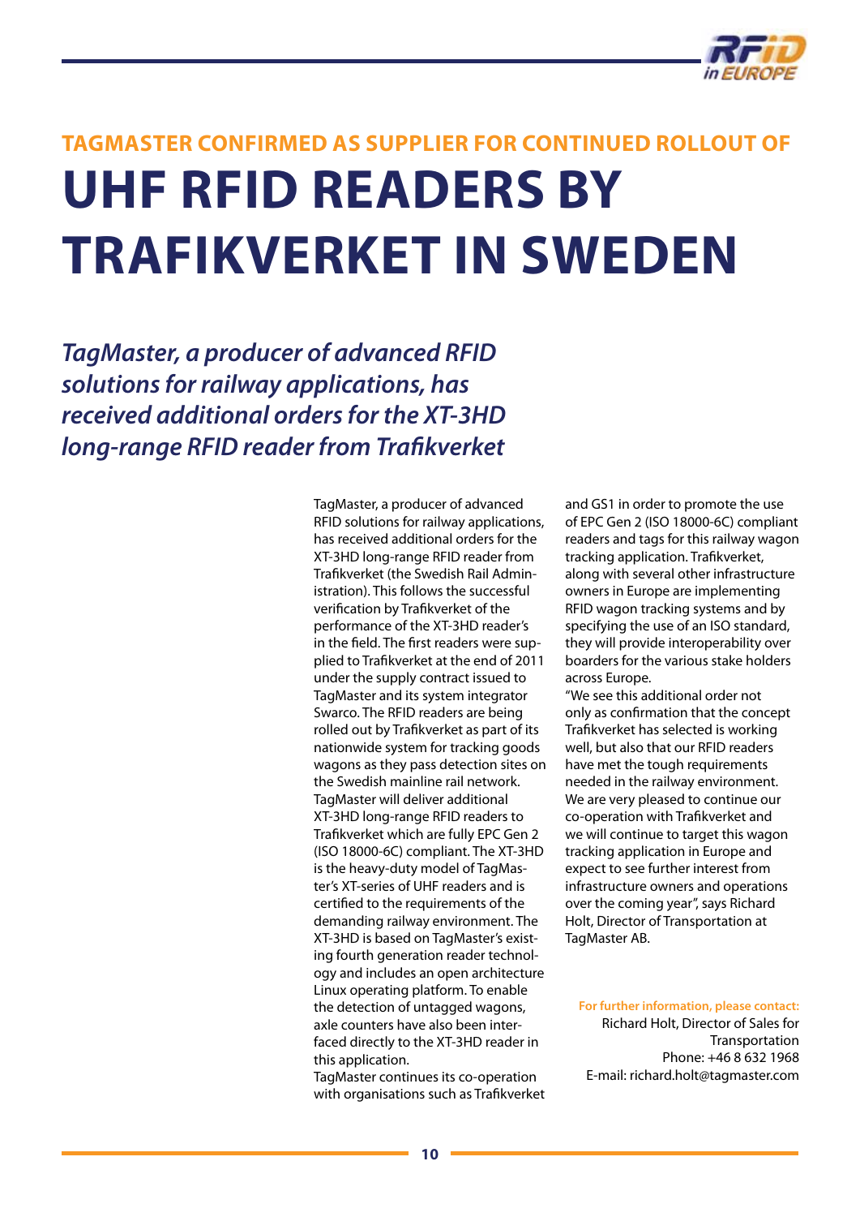## TAGMASTER CONFIRMED AS SUPPLIER FOR CONTINUED ROLLOUT OF

# UHF RFID READERS BY TRAFIKVERKET IN SWEDEN

***TagMaster, a producer of advanced RFID solutions for railway applications, has received additional orders for the XT-3HD long-range RFID reader from Trafikverket***

TagMaster, a producer of advanced RFID solutions for railway applications, has received additional orders for the XT-3HD long-range RFID reader from Trafikverket (the Swedish Rail Administration). This follows the successful verification by Trafikverket of the performance of the XT-3HD reader's in the field. The first readers were supplied to Trafikverket at the end of 2011 under the supply contract issued to TagMaster and its system integrator Swarco. The RFID readers are being rolled out by Trafikverket as part of its nationwide system for tracking goods wagons as they pass detection sites on the Swedish mainline rail network.

TagMaster will deliver additional XT-3HD long-range RFID readers to Trafikverket which are fully EPC Gen 2 (ISO 18000-6C) compliant. The XT-3HD is the heavy-duty model of TagMaster's XT-series of UHF readers and is certified to the requirements of the demanding railway environment. The XT-3HD is based on TagMaster's existing fourth generation reader technology and includes an open architecture Linux operating platform. To enable the detection of untagged wagons, axle counters have also been interfaced directly to the XT-3HD reader in this application.

TagMaster continues its co-operation with organisations such as Trafikverket and GS1 in order to promote the use of EPC Gen 2 (ISO 18000-6C) compliant readers and tags for this railway wagon tracking application. Trafikverket, along with several other infrastructure owners in Europe are implementing RFID wagon tracking systems and by specifying the use of an ISO standard, they will provide interoperability over boarders for the various stake holders across Europe.

"We see this additional order not only as confirmation that the concept Trafikverket has selected is working well, but also that our RFID readers have met the tough requirements needed in the railway environment. We are very pleased to continue our co-operation with Trafikverket and we will continue to target this wagon tracking application in Europe and expect to see further interest from infrastructure owners and operations over the coming year", says Richard Holt, Director of Transportation at TagMaster AB.

**For further information, please contact:**
Richard Holt, Director of Sales for Transportation
Phone: +46 8 632 1968
E-mail: richard.holt@tagmaster.com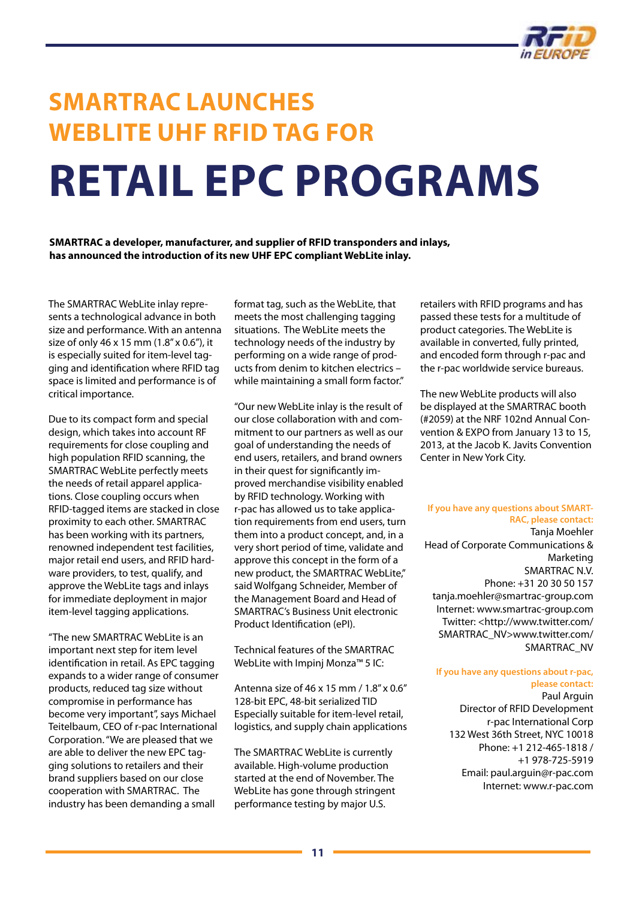# SMARTRAC LAUNCHES WEBLITE UHF RFID TAG FOR RETAIL EPC PROGRAMS

**SMARTRAC a developer, manufacturer, and supplier of RFID transponders and inlays, has announced the introduction of its new UHF EPC compliant WebLite inlay.**

The SMARTRAC WebLite inlay represents a technological advance in both size and performance. With an antenna size of only 46 x 15 mm (1.8" x 0.6"), it is especially suited for item-level tagging and identification where RFID tag space is limited and performance is of critical importance.

Due to its compact form and special design, which takes into account RF requirements for close coupling and high population RFID scanning, the SMARTRAC WebLite perfectly meets the needs of retail apparel applications. Close coupling occurs when RFID-tagged items are stacked in close proximity to each other. SMARTRAC has been working with its partners, renowned independent test facilities, major retail end users, and RFID hardware providers, to test, qualify, and approve the WebLite tags and inlays for immediate deployment in major item-level tagging applications.

"The new SMARTRAC WebLite is an important next step for item level identification in retail. As EPC tagging expands to a wider range of consumer products, reduced tag size without compromise in performance has become very important", says Michael Teitelbaum, CEO of r-pac International Corporation. "We are pleased that we are able to deliver the new EPC tagging solutions to retailers and their brand suppliers based on our close cooperation with SMARTRAC. The industry has been demanding a small format tag, such as the WebLite, that meets the most challenging tagging situations. The WebLite meets the technology needs of the industry by performing on a wide range of products from denim to kitchen electrics – while maintaining a small form factor."

"Our new WebLite inlay is the result of our close collaboration with and commitment to our partners as well as our goal of understanding the needs of end users, retailers, and brand owners in their quest for significantly improved merchandise visibility enabled by RFID technology. Working with r-pac has allowed us to take application requirements from end users, turn them into a product concept, and, in a very short period of time, validate and approve this concept in the form of a new product, the SMARTRAC WebLite," said Wolfgang Schneider, Member of the Management Board and Head of SMARTRAC's Business Unit electronic Product Identification (ePI).

Technical features of the SMARTRAC WebLite with Impinj Monza™ 5 IC:

Antenna size of 46 x 15 mm / 1.8" x 0.6"
128-bit EPC, 48-bit serialized TID
Especially suitable for item-level retail, logistics, and supply chain applications

The SMARTRAC WebLite is currently available. High-volume production started at the end of November. The WebLite has gone through stringent performance testing by major U.S. retailers with RFID programs and has passed these tests for a multitude of product categories. The WebLite is available in converted, fully printed, and encoded form through r-pac and the r-pac worldwide service bureaus.

The new WebLite products will also be displayed at the SMARTRAC booth (#2059) at the NRF 102nd Annual Convention & EXPO from January 13 to 15, 2013, at the Jacob K. Javits Convention Center in New York City.

**If you have any questions about SMARTRAC, please contact:**
Tanja Moehler
Head of Corporate Communications & Marketing
SMARTRAC N.V.
Phone: +31 20 30 50 157
tanja.moehler@smartrac-group.com
Internet: www.smartrac-group.com
Twitter: <http://www.twitter.com/SMARTRAC_NV>www.twitter.com/SMARTRAC_NV

**If you have any questions about r-pac, please contact:**
Paul Arguin
Director of RFID Development
r-pac International Corp
132 West 36th Street, NYC 10018
Phone: +1 212-465-1818 / +1 978-725-5919
Email: paul.arguin@r-pac.com
Internet: www.r-pac.com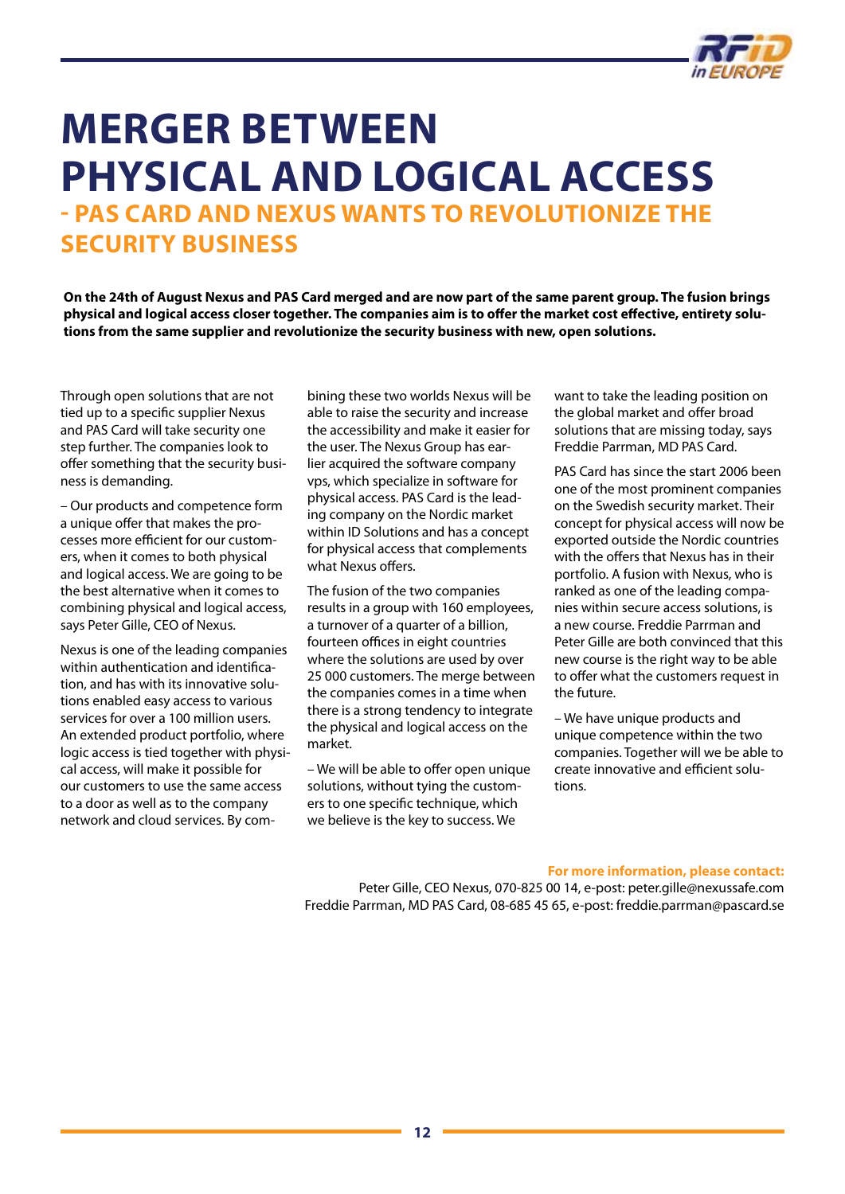# MERGER BETWEEN PHYSICAL AND LOGICAL ACCESS

## - PAS CARD AND NEXUS WANTS TO REVOLUTIONIZE THE SECURITY BUSINESS

**On the 24th of August Nexus and PAS Card merged and are now part of the same parent group. The fusion brings physical and logical access closer together. The companies aim is to offer the market cost effective, entirety solutions from the same supplier and revolutionize the security business with new, open solutions.**

Through open solutions that are not tied up to a specific supplier Nexus and PAS Card will take security one step further. The companies look to offer something that the security business is demanding.

– Our products and competence form a unique offer that makes the processes more efficient for our customers, when it comes to both physical and logical access. We are going to be the best alternative when it comes to combining physical and logical access, says Peter Gille, CEO of Nexus.

Nexus is one of the leading companies within authentication and identification, and has with its innovative solutions enabled easy access to various services for over a 100 million users. An extended product portfolio, where logic access is tied together with physical access, will make it possible for our customers to use the same access to a door as well as to the company network and cloud services. By combining these two worlds Nexus will be able to raise the security and increase the accessibility and make it easier for the user. The Nexus Group has earlier acquired the software company vps, which specialize in software for physical access. PAS Card is the leading company on the Nordic market within ID Solutions and has a concept for physical access that complements what Nexus offers.

The fusion of the two companies results in a group with 160 employees, a turnover of a quarter of a billion, fourteen offices in eight countries where the solutions are used by over 25 000 customers. The merge between the companies comes in a time when there is a strong tendency to integrate the physical and logical access on the market.

– We will be able to offer open unique solutions, without tying the customers to one specific technique, which we believe is the key to success. We want to take the leading position on the global market and offer broad solutions that are missing today, says Freddie Parrman, MD PAS Card.

PAS Card has since the start 2006 been one of the most prominent companies on the Swedish security market. Their concept for physical access will now be exported outside the Nordic countries with the offers that Nexus has in their portfolio. A fusion with Nexus, who is ranked as one of the leading companies within secure access solutions, is a new course. Freddie Parrman and Peter Gille are both convinced that this new course is the right way to be able to offer what the customers request in the future.

– We have unique products and unique competence within the two companies. Together will we be able to create innovative and efficient solutions.

**For more information, please contact:**
Peter Gille, CEO Nexus, 070-825 00 14, e-post: peter.gille@nexussafe.com
Freddie Parrman, MD PAS Card, 08-685 45 65, e-post: freddie.parrman@pascard.se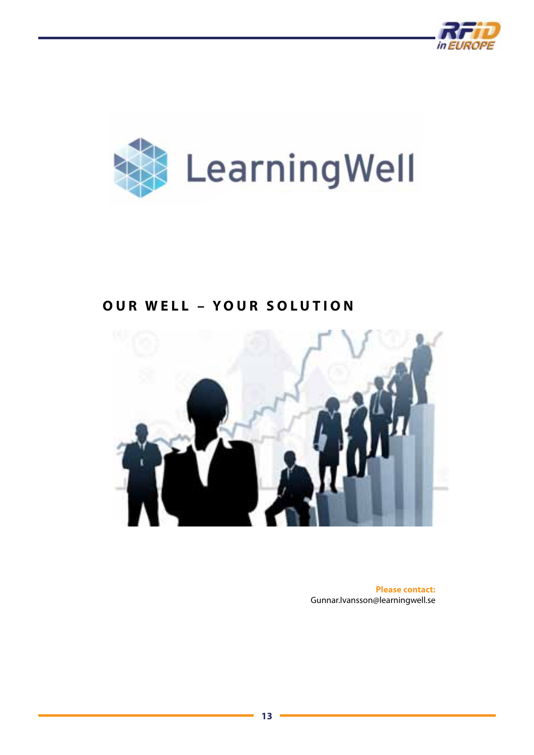LearningWell

## OUR WELL – YOUR SOLUTION

**Please contact:**
Gunnar.Ivansson@learningwell.se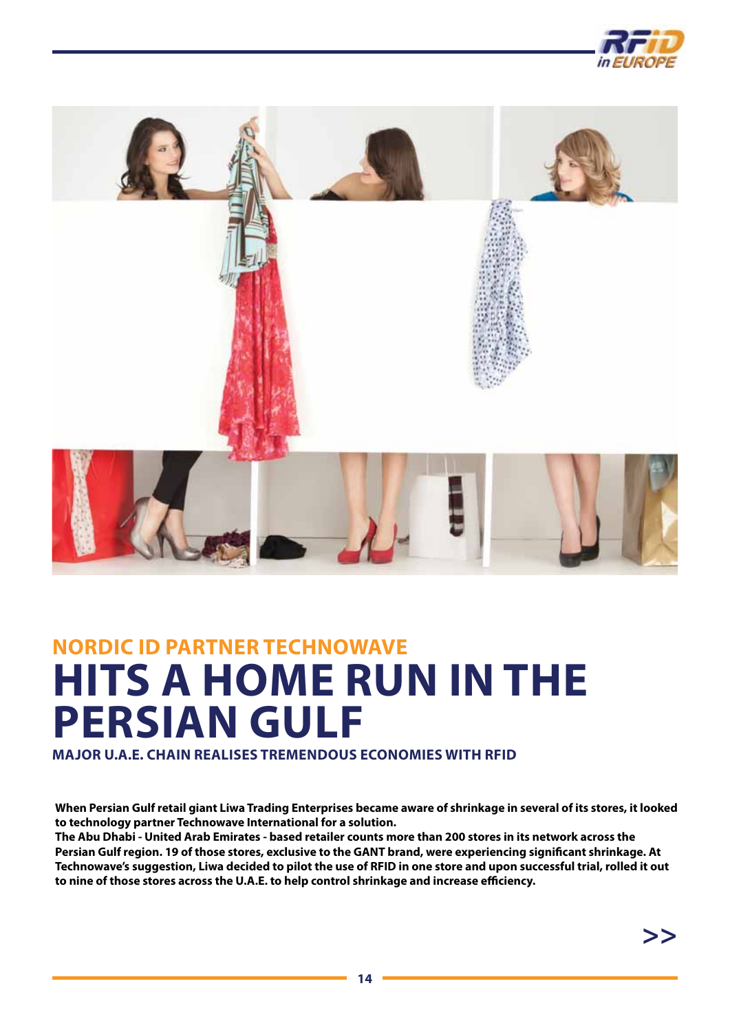### NORDIC ID PARTNER TECHNOWAVE

# HITS A HOME RUN IN THE PERSIAN GULF

#### MAJOR U.A.E. CHAIN REALISES TREMENDOUS ECONOMIES WITH RFID

**When Persian Gulf retail giant Liwa Trading Enterprises became aware of shrinkage in several of its stores, it looked to technology partner Technowave International for a solution.**
**The Abu Dhabi - United Arab Emirates - based retailer counts more than 200 stores in its network across the Persian Gulf region. 19 of those stores, exclusive to the GANT brand, were experiencing significant shrinkage. At Technowave's suggestion, Liwa decided to pilot the use of RFID in one store and upon successful trial, rolled it out to nine of those stores across the U.A.E. to help control shrinkage and increase efficiency.**

>>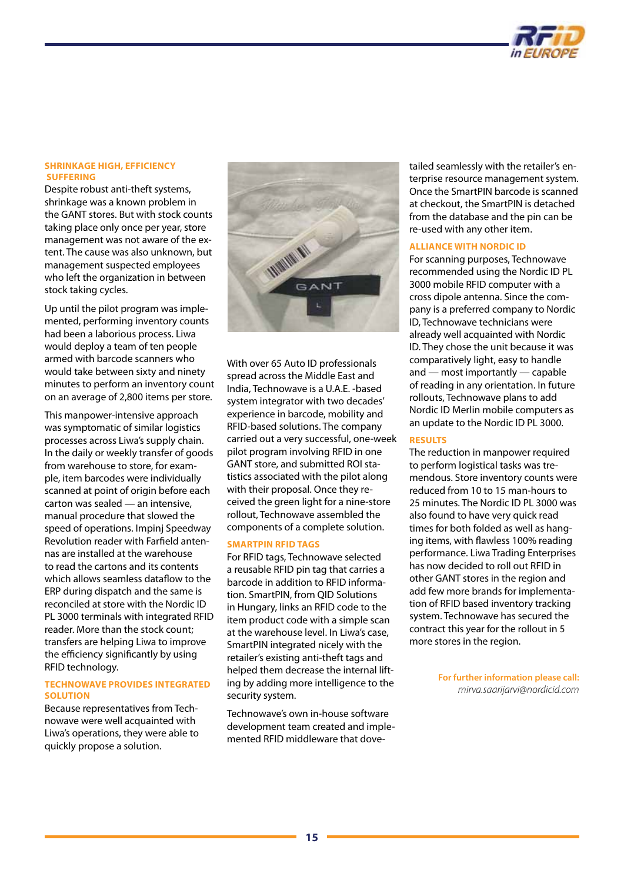## SHRINKAGE HIGH, EFFICIENCY SUFFERING

Despite robust anti-theft systems, shrinkage was a known problem in the GANT stores. But with stock counts taking place only once per year, store management was not aware of the extent. The cause was also unknown, but management suspected employees who left the organization in between stock taking cycles.

Up until the pilot program was implemented, performing inventory counts had been a laborious process. Liwa would deploy a team of ten people armed with barcode scanners who would take between sixty and ninety minutes to perform an inventory count on an average of 2,800 items per store.

This manpower-intensive approach was symptomatic of similar logistics processes across Liwa's supply chain. In the daily or weekly transfer of goods from warehouse to store, for example, item barcodes were individually scanned at point of origin before each carton was sealed — an intensive, manual procedure that slowed the speed of operations. Impinj Speedway Revolution reader with Farfield antennas are installed at the warehouse to read the cartons and its contents which allows seamless dataflow to the ERP during dispatch and the same is reconciled at store with the Nordic ID PL 3000 terminals with integrated RFID reader. More than the stock count; transfers are helping Liwa to improve the efficiency significantly by using RFID technology.

## TECHNOWAVE PROVIDES INTEGRATED SOLUTION

Because representatives from Technowave were well acquainted with Liwa's operations, they were able to quickly propose a solution.

With over 65 Auto ID professionals spread across the Middle East and India, Technowave is a U.A.E. -based system integrator with two decades' experience in barcode, mobility and RFID-based solutions. The company carried out a very successful, one-week pilot program involving RFID in one GANT store, and submitted ROI statistics associated with the pilot along with their proposal. Once they received the green light for a nine-store rollout, Technowave assembled the components of a complete solution.

## SMARTPIN RFID TAGS

For RFID tags, Technowave selected a reusable RFID pin tag that carries a barcode in addition to RFID information. SmartPIN, from QID Solutions in Hungary, links an RFID code to the item product code with a simple scan at the warehouse level. In Liwa's case, SmartPIN integrated nicely with the retailer's existing anti-theft tags and helped them decrease the internal lifting by adding more intelligence to the security system.

Technowave's own in-house software development team created and implemented RFID middleware that dovetailed seamlessly with the retailer's enterprise resource management system. Once the SmartPIN barcode is scanned at checkout, the SmartPIN is detached from the database and the pin can be re-used with any other item.

## ALLIANCE WITH NORDIC ID

For scanning purposes, Technowave recommended using the Nordic ID PL 3000 mobile RFID computer with a cross dipole antenna. Since the company is a preferred company to Nordic ID, Technowave technicians were already well acquainted with Nordic ID. They chose the unit because it was comparatively light, easy to handle and — most importantly — capable of reading in any orientation. In future rollouts, Technowave plans to add Nordic ID Merlin mobile computers as an update to the Nordic ID PL 3000.

## RESULTS

The reduction in manpower required to perform logistical tasks was tremendous. Store inventory counts were reduced from 10 to 15 man-hours to 25 minutes. The Nordic ID PL 3000 was also found to have very quick read times for both folded as well as hanging items, with flawless 100% reading performance. Liwa Trading Enterprises has now decided to roll out RFID in other GANT stores in the region and add few more brands for implementation of RFID based inventory tracking system. Technowave has secured the contract this year for the rollout in 5 more stores in the region.

**For further information please call:**
*mirva.saarijarvi@nordicid.com*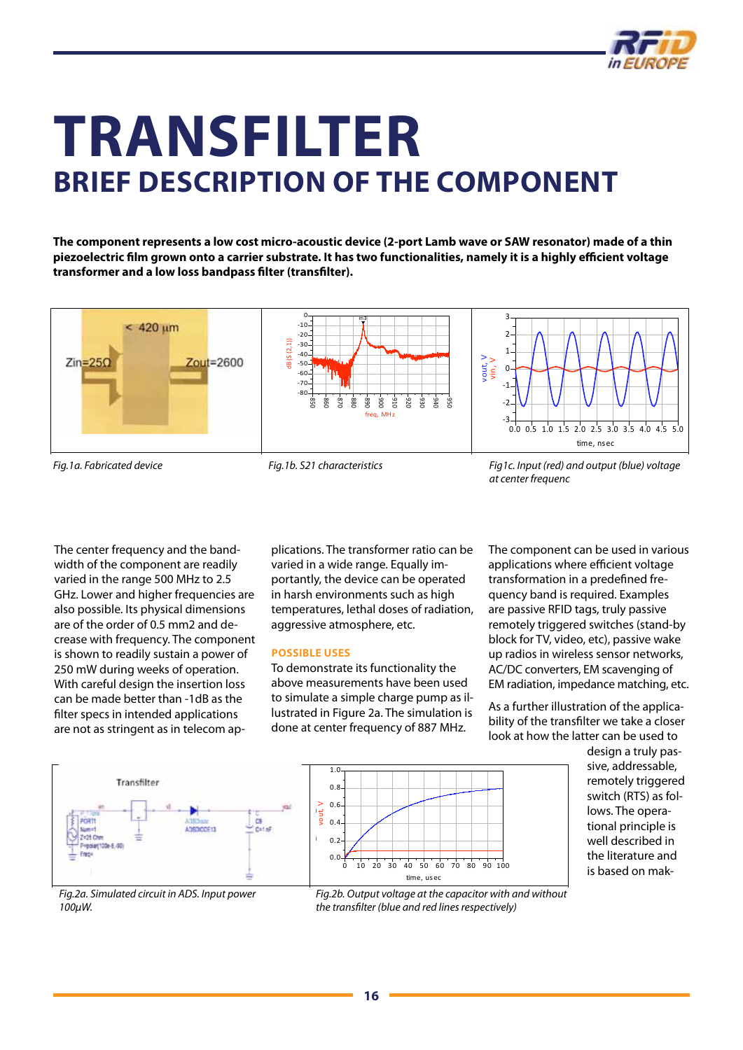# TRANSFILTER

## BRIEF DESCRIPTION OF THE COMPONENT

**The component represents a low cost micro-acoustic device (2-port Lamb wave or SAW resonator) made of a thin piezoelectric film grown onto a carrier substrate. It has two functionalities, namely it is a highly efficient voltage transformer and a low loss bandpass filter (transfilter).**

*Fig.1a. Fabricated device*

*Fig.1b. S21 characteristics*

*Fig1c. Input (red) and output (blue) voltage at center frequenc*

The center frequency and the bandwidth of the component are readily varied in the range 500 MHz to 2.5 GHz. Lower and higher frequencies are also possible. Its physical dimensions are of the order of 0.5 mm2 and decrease with frequency. The component is shown to readily sustain a power of 250 mW during weeks of operation. With careful design the insertion loss can be made better than -1dB as the filter specs in intended applications are not as stringent as in telecom applications. The transformer ratio can be varied in a wide range. Equally importantly, the device can be operated in harsh environments such as high temperatures, lethal doses of radiation, aggressive atmosphere, etc.

### POSSIBLE USES

To demonstrate its functionality the above measurements have been used to simulate a simple charge pump as illustrated in Figure 2a. The simulation is done at center frequency of 887 MHz.

The component can be used in various applications where efficient voltage transformation in a predefined frequency band is required. Examples are passive RFID tags, truly passive remotely triggered switches (stand-by block for TV, video, etc), passive wake up radios in wireless sensor networks, AC/DC converters, EM scavenging of EM radiation, impedance matching, etc.

As a further illustration of the applicability of the transfilter we take a closer look at how the latter can be used to design a truly passive, addressable, remotely triggered switch (RTS) as follows. The operational principle is well described in the literature and is based on mak-

*Fig.2a. Simulated circuit in ADS. Input power 100μW.*

*Fig.2b. Output voltage at the capacitor with and without the transfilter (blue and red lines respectively)*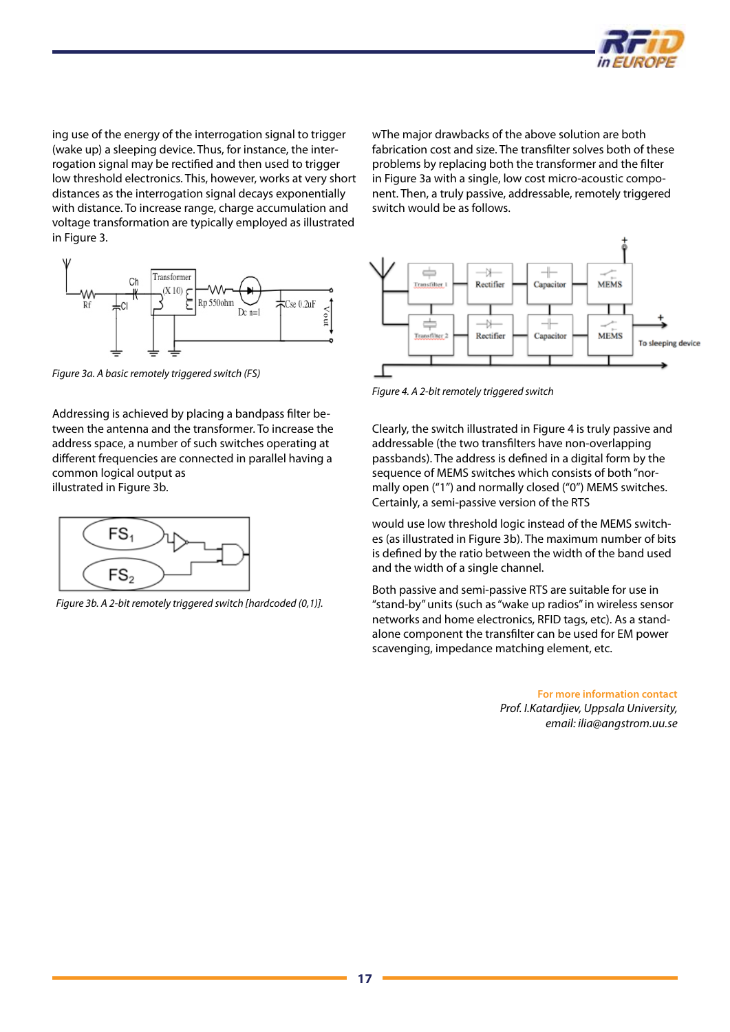ing use of the energy of the interrogation signal to trigger (wake up) a sleeping device. Thus, for instance, the interrogation signal may be rectified and then used to trigger low threshold electronics. This, however, works at very short distances as the interrogation signal decays exponentially with distance. To increase range, charge accumulation and voltage transformation are typically employed as illustrated in Figure 3.

*Figure 3a. A basic remotely triggered switch (FS)*

Addressing is achieved by placing a bandpass filter between the antenna and the transformer. To increase the address space, a number of such switches operating at different frequencies are connected in parallel having a common logical output as
illustrated in Figure 3b.

*Figure 3b. A 2-bit remotely triggered switch [hardcoded (0,1)].*

wThe major drawbacks of the above solution are both fabrication cost and size. The transfilter solves both of these problems by replacing both the transformer and the filter in Figure 3a with a single, low cost micro-acoustic component. Then, a truly passive, addressable, remotely triggered switch would be as follows.

*Figure 4. A 2-bit remotely triggered switch*

Clearly, the switch illustrated in Figure 4 is truly passive and addressable (the two transfilters have non-overlapping passbands). The address is defined in a digital form by the sequence of MEMS switches which consists of both "normally open ("1") and normally closed ("0") MEMS switches. Certainly, a semi-passive version of the RTS

would use low threshold logic instead of the MEMS switches (as illustrated in Figure 3b). The maximum number of bits is defined by the ratio between the width of the band used and the width of a single channel.

Both passive and semi-passive RTS are suitable for use in "stand-by" units (such as "wake up radios" in wireless sensor networks and home electronics, RFID tags, etc). As a stand-alone component the transfilter can be used for EM power scavenging, impedance matching element, etc.

**For more information contact**
*Prof. I.Katardjiev, Uppsala University,*
*email: ilia@angstrom.uu.se*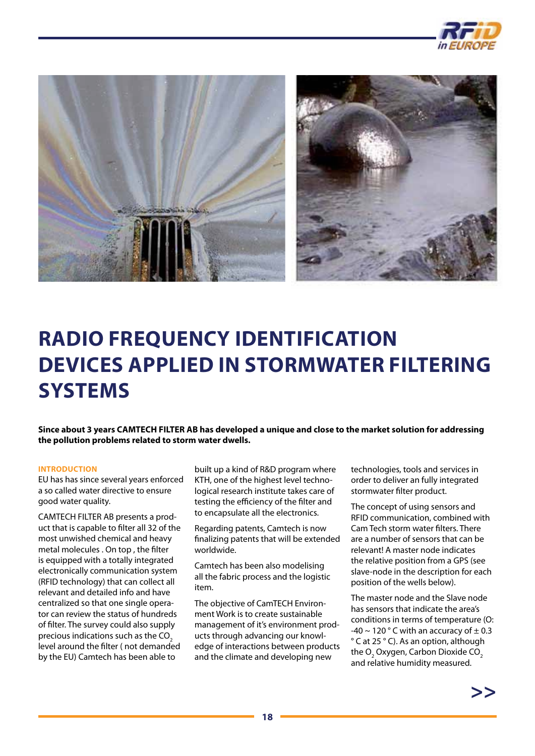# RADIO FREQUENCY IDENTIFICATION DEVICES APPLIED IN STORMWATER FILTERING SYSTEMS

**Since about 3 years CAMTECH FILTER AB has developed a unique and close to the market solution for addressing the pollution problems related to storm water dwells.**

## INTRODUCTION

EU has has since several years enforced a so called water directive to ensure good water quality.

CAMTECH FILTER AB presents a product that is capable to filter all 32 of the most unwished chemical and heavy metal molecules . On top , the filter is equipped with a totally integrated electronically communication system (RFID technology) that can collect all relevant and detailed info and have centralized so that one single operator can review the status of hundreds of filter. The survey could also supply precious indications such as the $CO_2$ level around the filter ( not demanded by the EU) Camtech has been able to built up a kind of R&D program where KTH, one of the highest level technological research institute takes care of testing the efficiency of the filter and to encapsulate all the electronics.

Regarding patents, Camtech is now finalizing patents that will be extended worldwide.

Camtech has been also modelising all the fabric process and the logistic item.

The objective of CamTECH Environment Work is to create sustainable management of it's environment products through advancing our knowledge of interactions between products and the climate and developing new technologies, tools and services in order to deliver an fully integrated stormwater filter product.

The concept of using sensors and RFID communication, combined with Cam Tech storm water filters. There are a number of sensors that can be relevant! A master node indicates the relative position from a GPS (see slave-node in the description for each position of the wells below).

The master node and the Slave node has sensors that indicate the area's conditions in terms of temperature (O: -40 ~ 120 ° C with an accuracy of ± 0.3 ° C at 25 ° C). As an option, although the $O_2$ Oxygen, Carbon Dioxide $CO_2$ and relative humidity measured.

>>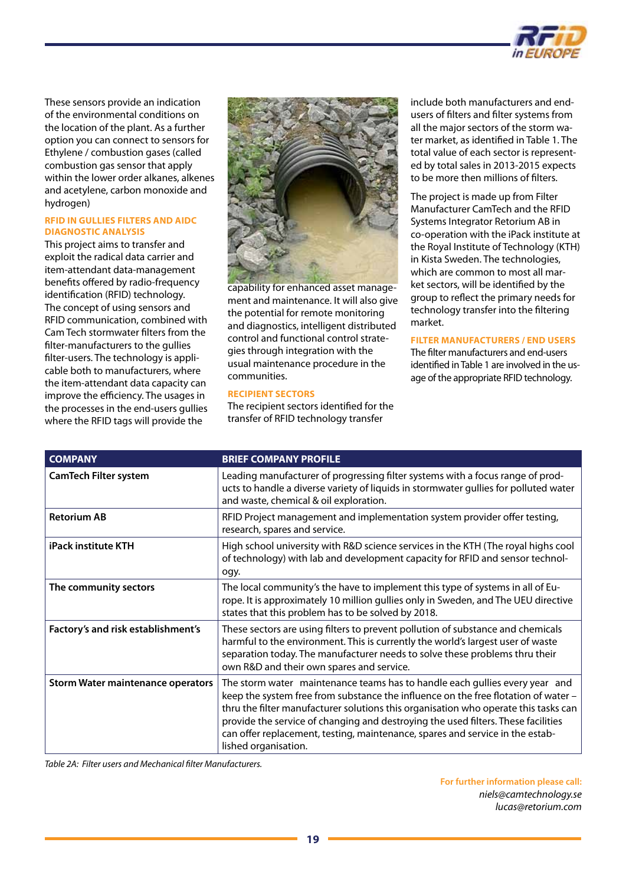These sensors provide an indication of the environmental conditions on the location of the plant. As a further option you can connect to sensors for Ethylene / combustion gases (called combustion gas sensor that apply within the lower order alkanes, alkenes and acetylene, carbon monoxide and hydrogen)

## RFID IN GULLIES FILTERS AND AIDC DIAGNOSTIC ANALYSIS

This project aims to transfer and exploit the radical data carrier and item-attendant data-management benefits offered by radio-frequency identification (RFID) technology. The concept of using sensors and RFID communication, combined with Cam Tech stormwater filters from the filter-manufacturers to the gullies filter-users. The technology is applicable both to manufacturers, where the item-attendant data capacity can improve the efficiency. The usages in the processes in the end-users gullies where the RFID tags will provide the capability for enhanced asset management and maintenance. It will also give the potential for remote monitoring and diagnostics, intelligent distributed control and functional control strategies through integration with the usual maintenance procedure in the communities.

## RECIPIENT SECTORS

The recipient sectors identified for the transfer of RFID technology transfer include both manufacturers and end-users of filters and filter systems from all the major sectors of the storm water market, as identified in Table 1. The total value of each sector is represented by total sales in 2013-2015 expects to be more then millions of filters.

The project is made up from Filter Manufacturer CamTech and the RFID Systems Integrator Retorium AB in co-operation with the iPack institute at the Royal Institute of Technology (KTH) in Kista Sweden. The technologies, which are common to most all market sectors, will be identified by the group to reflect the primary needs for technology transfer into the filtering market.

## FILTER MANUFACTURERS / END USERS

The filter manufacturers and end-users identified in Table 1 are involved in the usage of the appropriate RFID technology.

| COMPANY | BRIEF COMPANY PROFILE |
|---|---|
| **CamTech Filter system** | Leading manufacturer of progressing filter systems with a focus range of products to handle a diverse variety of liquids in stormwater gullies for polluted water and waste, chemical & oil exploration. |
| **Retorium AB** | RFID Project management and implementation system provider offer testing, research, spares and service. |
| **iPack institute KTH** | High school university with R&D science services in the KTH (The royal highs cool of technology) with lab and development capacity for RFID and sensor technology. |
| **The community sectors** | The local community's the have to implement this type of systems in all of Europe. It is approximately 10 million gullies only in Sweden, and The UEU directive states that this problem has to be solved by 2018. |
| **Factory's and risk establishment's** | These sectors are using filters to prevent pollution of substance and chemicals harmful to the environment. This is currently the world's largest user of waste separation today. The manufacturer needs to solve these problems thru their own R&D and their own spares and service. |
| **Storm Water maintenance operators** | The storm water maintenance teams has to handle each gullies every year and keep the system free from substance the influence on the free flotation of water – thru the filter manufacturer solutions this organisation who operate this tasks can provide the service of changing and destroying the used filters. These facilities can offer replacement, testing, maintenance, spares and service in the established organisation. |

*Table 2A: Filter users and Mechanical filter Manufacturers.*

**For further information please call:**
*niels@camtechnology.se*
*lucas@retorium.com*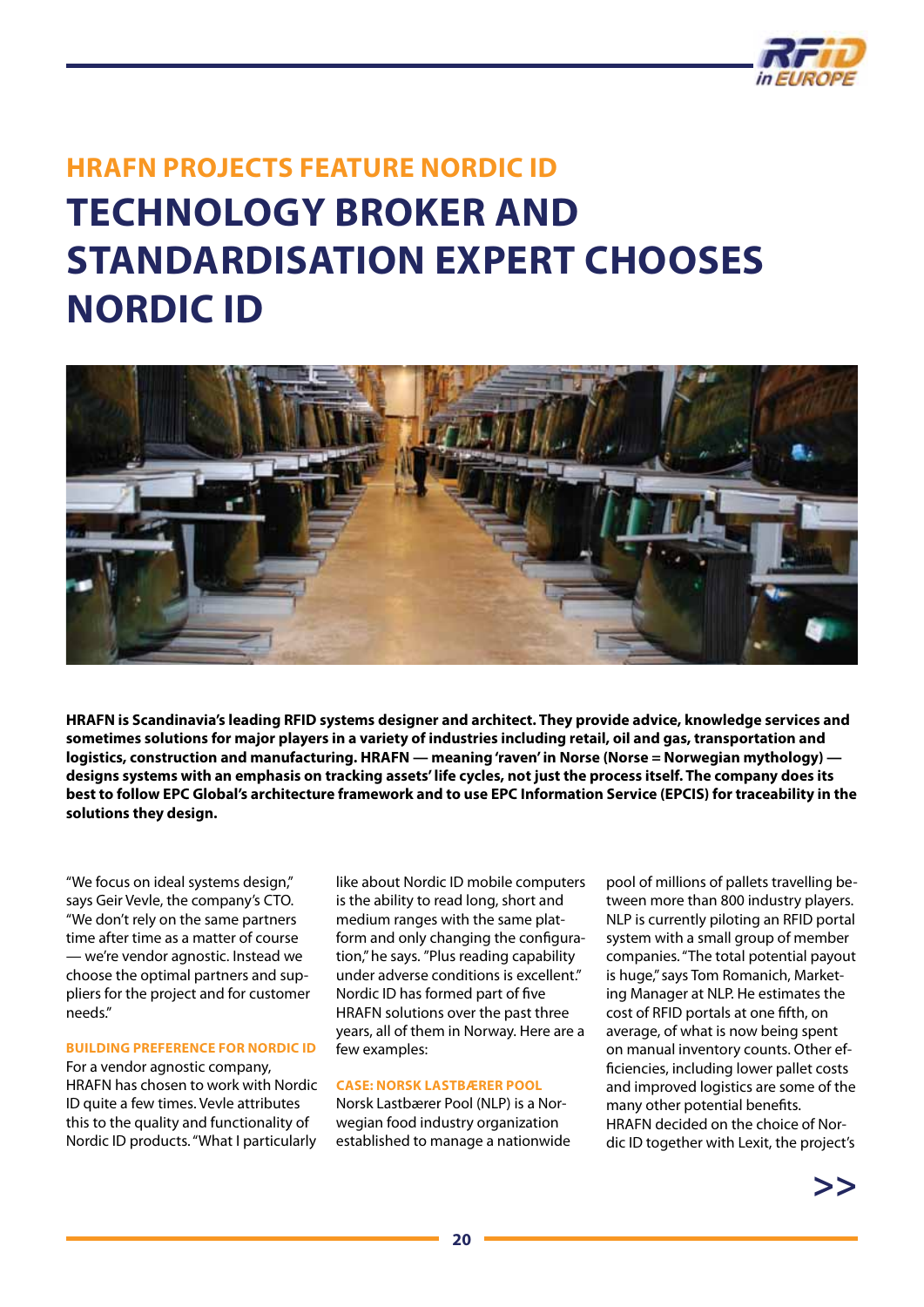## HRAFN PROJECTS FEATURE NORDIC ID

# TECHNOLOGY BROKER AND STANDARDISATION EXPERT CHOOSES NORDIC ID

**HRAFN is Scandinavia's leading RFID systems designer and architect. They provide advice, knowledge services and sometimes solutions for major players in a variety of industries including retail, oil and gas, transportation and logistics, construction and manufacturing. HRAFN — meaning 'raven' in Norse (Norse = Norwegian mythology) — designs systems with an emphasis on tracking assets' life cycles, not just the process itself. The company does its best to follow EPC Global's architecture framework and to use EPC Information Service (EPCIS) for traceability in the solutions they design.**

"We focus on ideal systems design," says Geir Vevle, the company's CTO. "We don't rely on the same partners time after time as a matter of course — we're vendor agnostic. Instead we choose the optimal partners and suppliers for the project and for customer needs."

### BUILDING PREFERENCE FOR NORDIC ID

For a vendor agnostic company, HRAFN has chosen to work with Nordic ID quite a few times. Vevle attributes this to the quality and functionality of Nordic ID products. "What I particularly like about Nordic ID mobile computers is the ability to read long, short and medium ranges with the same platform and only changing the configuration," he says. "Plus reading capability under adverse conditions is excellent." Nordic ID has formed part of five HRAFN solutions over the past three years, all of them in Norway. Here are a few examples:

### CASE: NORSK LASTBÆRER POOL

Norsk Lastbærer Pool (NLP) is a Norwegian food industry organization established to manage a nationwide pool of millions of pallets travelling between more than 800 industry players. NLP is currently piloting an RFID portal system with a small group of member companies. "The total potential payout is huge," says Tom Romanich, Marketing Manager at NLP. He estimates the cost of RFID portals at one fifth, on average, of what is now being spent on manual inventory counts. Other efficiencies, including lower pallet costs and improved logistics are some of the many other potential benefits.
HRAFN decided on the choice of Nordic ID together with Lexit, the project's

>>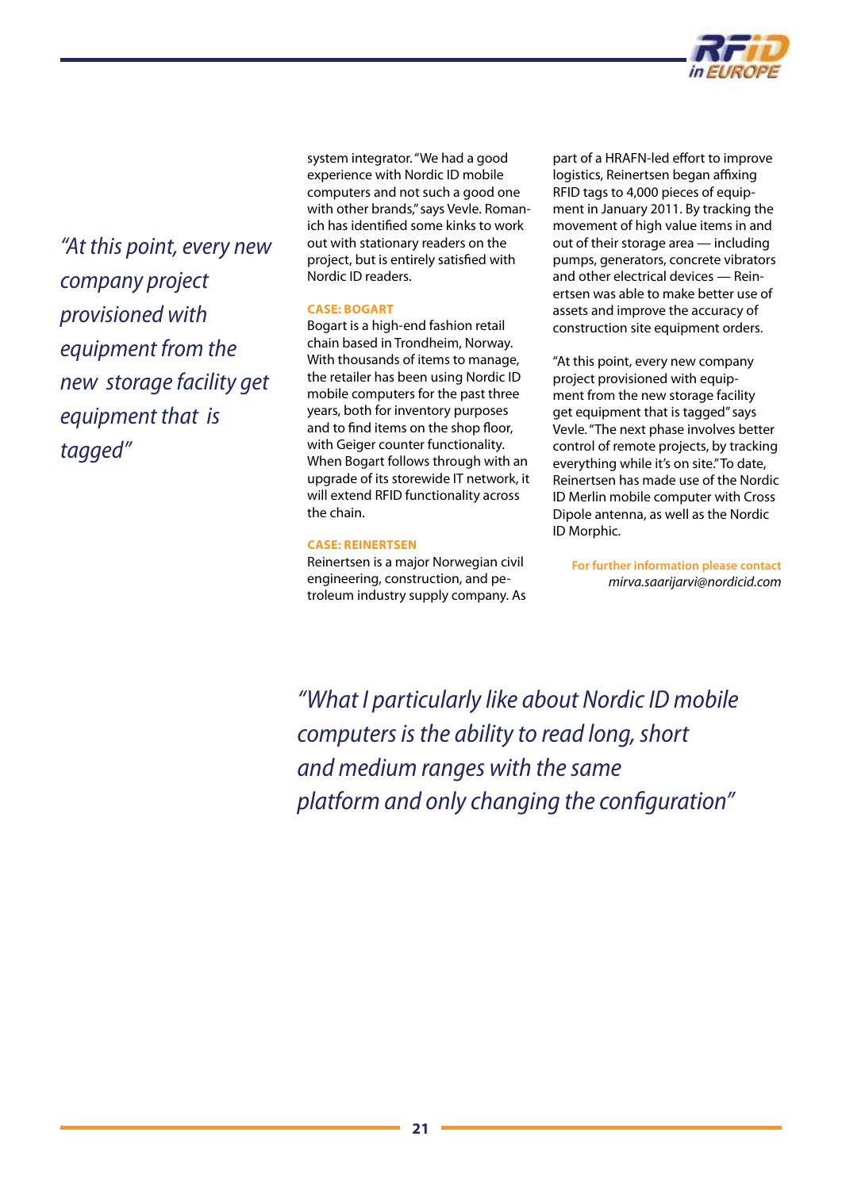*"At this point, every new company project provisioned with equipment from the new storage facility get equipment that is tagged"*

system integrator. "We had a good experience with Nordic ID mobile computers and not such a good one with other brands," says Vevle. Romanich has identified some kinks to work out with stationary readers on the project, but is entirely satisfied with Nordic ID readers.

**CASE: BOGART**

Bogart is a high-end fashion retail chain based in Trondheim, Norway. With thousands of items to manage, the retailer has been using Nordic ID mobile computers for the past three years, both for inventory purposes and to find items on the shop floor, with Geiger counter functionality. When Bogart follows through with an upgrade of its storewide IT network, it will extend RFID functionality across the chain.

**CASE: REINERTSEN**

Reinertsen is a major Norwegian civil engineering, construction, and petroleum industry supply company. As part of a HRAFN-led effort to improve logistics, Reinertsen began affixing RFID tags to 4,000 pieces of equipment in January 2011. By tracking the movement of high value items in and out of their storage area — including pumps, generators, concrete vibrators and other electrical devices — Reinertsen was able to make better use of assets and improve the accuracy of construction site equipment orders.

"At this point, every new company project provisioned with equipment from the new storage facility get equipment that is tagged" says Vevle. "The next phase involves better control of remote projects, by tracking everything while it's on site." To date, Reinertsen has made use of the Nordic ID Merlin mobile computer with Cross Dipole antenna, as well as the Nordic ID Morphic.

**For further information please contact**
*mirva.saarijarvi@nordicid.com*

*"What I particularly like about Nordic ID mobile computers is the ability to read long, short and medium ranges with the same platform and only changing the configuration"*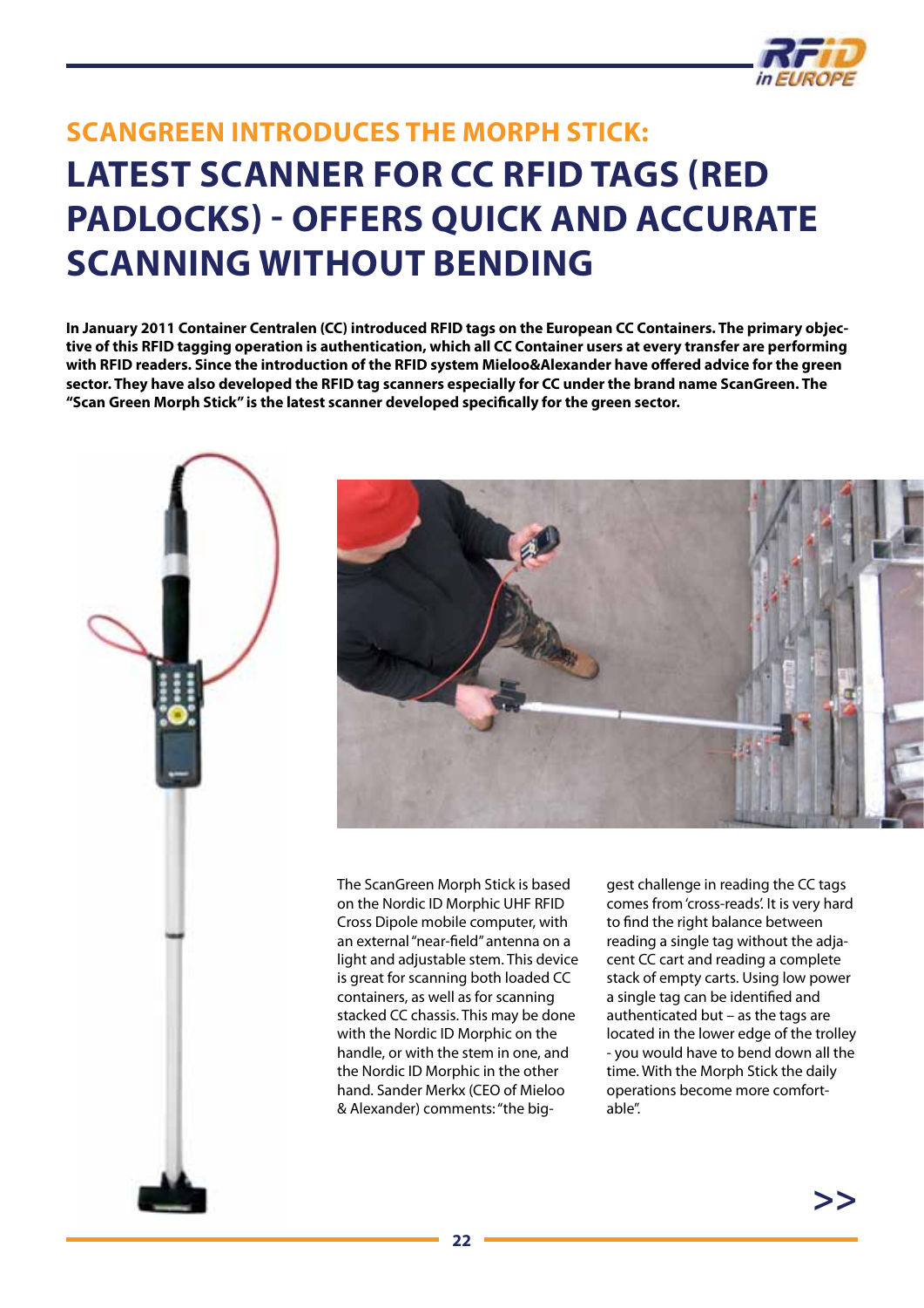## SCANGREEN INTRODUCES THE MORPH STICK:

# LATEST SCANNER FOR CC RFID TAGS (RED PADLOCKS) - OFFERS QUICK AND ACCURATE SCANNING WITHOUT BENDING

**In January 2011 Container Centralen (CC) introduced RFID tags on the European CC Containers. The primary objective of this RFID tagging operation is authentication, which all CC Container users at every transfer are performing with RFID readers. Since the introduction of the RFID system Mieloo&Alexander have offered advice for the green sector. They have also developed the RFID tag scanners especially for CC under the brand name ScanGreen. The "Scan Green Morph Stick" is the latest scanner developed specifically for the green sector.**

The ScanGreen Morph Stick is based on the Nordic ID Morphic UHF RFID Cross Dipole mobile computer, with an external "near-field" antenna on a light and adjustable stem. This device is great for scanning both loaded CC containers, as well as for scanning stacked CC chassis. This may be done with the Nordic ID Morphic on the handle, or with the stem in one, and the Nordic ID Morphic in the other hand. Sander Merkx (CEO of Mieloo & Alexander) comments: "the biggest challenge in reading the CC tags comes from 'cross-reads'. It is very hard to find the right balance between reading a single tag without the adjacent CC cart and reading a complete stack of empty carts. Using low power a single tag can be identified and authenticated but – as the tags are located in the lower edge of the trolley - you would have to bend down all the time. With the Morph Stick the daily operations become more comfortable".

>>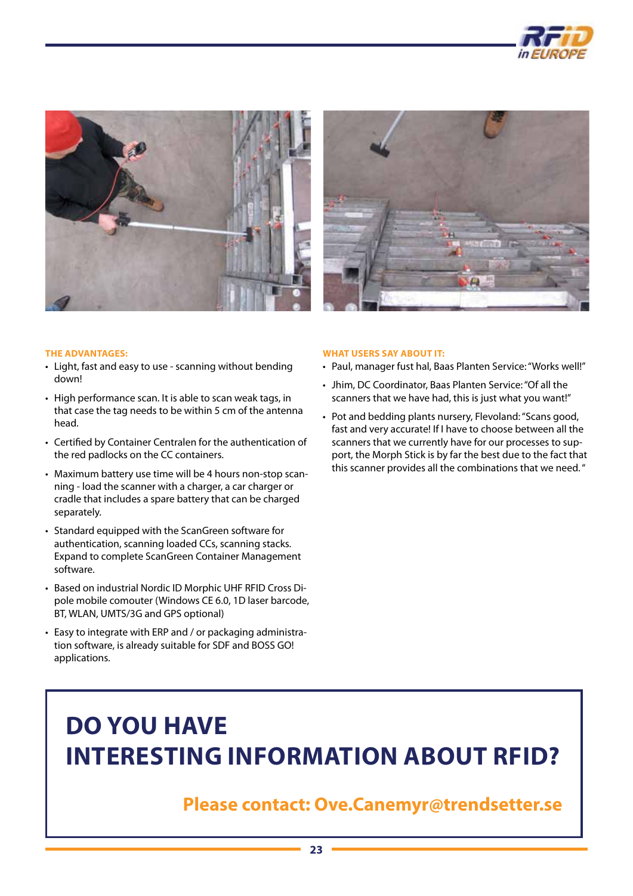#### THE ADVANTAGES:

- Light, fast and easy to use - scanning without bending down!
- High performance scan. It is able to scan weak tags, in that case the tag needs to be within 5 cm of the antenna head.
- Certified by Container Centralen for the authentication of the red padlocks on the CC containers.
- Maximum battery use time will be 4 hours non-stop scanning - load the scanner with a charger, a car charger or cradle that includes a spare battery that can be charged separately.
- Standard equipped with the ScanGreen software for authentication, scanning loaded CCs, scanning stacks. Expand to complete ScanGreen Container Management software.
- Based on industrial Nordic ID Morphic UHF RFID Cross Dipole mobile comouter (Windows CE 6.0, 1D laser barcode, BT, WLAN, UMTS/3G and GPS optional)
- Easy to integrate with ERP and / or packaging administration software, is already suitable for SDF and BOSS GO! applications.

#### WHAT USERS SAY ABOUT IT:

- Paul, manager fust hal, Baas Planten Service: "Works well!"
- Jhim, DC Coordinator, Baas Planten Service: "Of all the scanners that we have had, this is just what you want!"
- Pot and bedding plants nursery, Flevoland: "Scans good, fast and very accurate! If I have to choose between all the scanners that we currently have for our processes to support, the Morph Stick is by far the best due to the fact that this scanner provides all the combinations that we need."

## DO YOU HAVE INTERESTING INFORMATION ABOUT RFID?

**Please contact: Ove.Canemyr@trendsetter.se**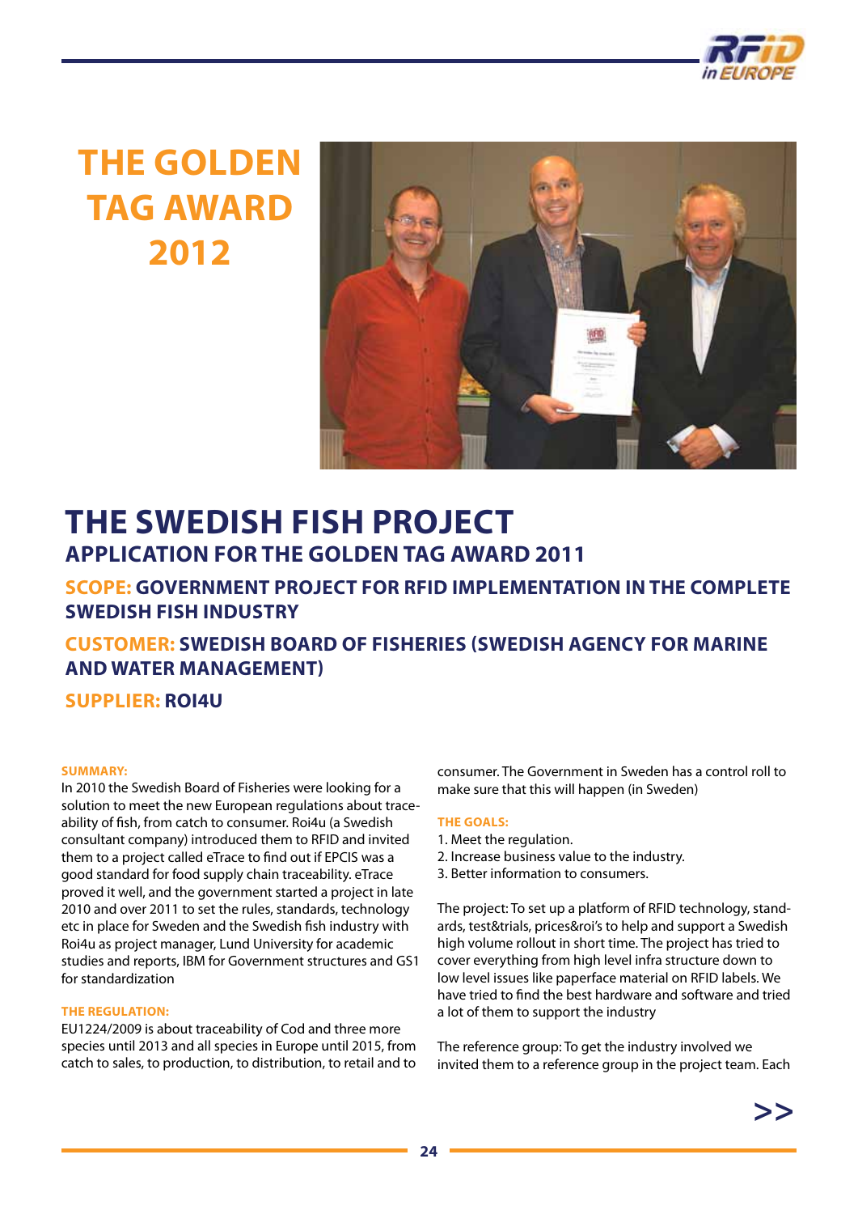# THE GOLDEN TAG AWARD 2012

# THE SWEDISH FISH PROJECT

## APPLICATION FOR THE GOLDEN TAG AWARD 2011

### SCOPE: GOVERNMENT PROJECT FOR RFID IMPLEMENTATION IN THE COMPLETE SWEDISH FISH INDUSTRY

### CUSTOMER: SWEDISH BOARD OF FISHERIES (SWEDISH AGENCY FOR MARINE AND WATER MANAGEMENT)

### SUPPLIER: ROI4U

**SUMMARY:**

In 2010 the Swedish Board of Fisheries were looking for a solution to meet the new European regulations about traceability of fish, from catch to consumer. Roi4u (a Swedish consultant company) introduced them to RFID and invited them to a project called eTrace to find out if EPCIS was a good standard for food supply chain traceability. eTrace proved it well, and the government started a project in late 2010 and over 2011 to set the rules, standards, technology etc in place for Sweden and the Swedish fish industry with Roi4u as project manager, Lund University for academic studies and reports, IBM for Government structures and GS1 for standardization

**THE REGULATION:**

EU1224/2009 is about traceability of Cod and three more species until 2013 and all species in Europe until 2015, from catch to sales, to production, to distribution, to retail and to consumer. The Government in Sweden has a control roll to make sure that this will happen (in Sweden)

**THE GOALS:**

1. Meet the regulation.
2. Increase business value to the industry.
3. Better information to consumers.

The project: To set up a platform of RFID technology, standards, test&trials, prices&roi's to help and support a Swedish high volume rollout in short time. The project has tried to cover everything from high level infra structure down to low level issues like paperface material on RFID labels. We have tried to find the best hardware and software and tried a lot of them to support the industry

The reference group: To get the industry involved we invited them to a reference group in the project team. Each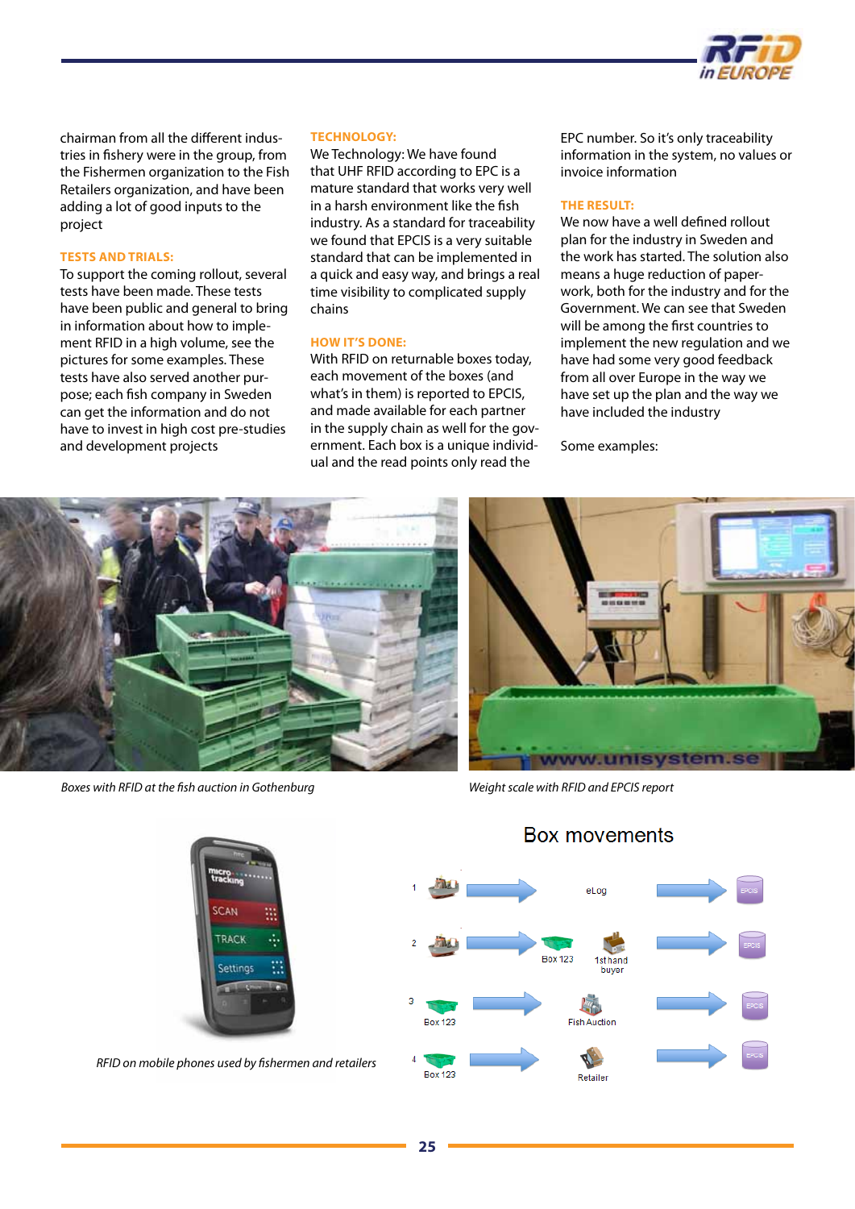chairman from all the different industries in fishery were in the group, from the Fishermen organization to the Fish Retailers organization, and have been adding a lot of good inputs to the project

### TESTS AND TRIALS:

To support the coming rollout, several tests have been made. These tests have been public and general to bring in information about how to implement RFID in a high volume, see the pictures for some examples. These tests have also served another purpose; each fish company in Sweden can get the information and do not have to invest in high cost pre-studies and development projects

### TECHNOLOGY:

We Technology: We have found that UHF RFID according to EPC is a mature standard that works very well in a harsh environment like the fish industry. As a standard for traceability we found that EPCIS is a very suitable standard that can be implemented in a quick and easy way, and brings a real time visibility to complicated supply chains

### HOW IT'S DONE:

With RFID on returnable boxes today, each movement of the boxes (and what's in them) is reported to EPCIS, and made available for each partner in the supply chain as well for the government. Each box is a unique individual and the read points only read the EPC number. So it's only traceability information in the system, no values or invoice information

### THE RESULT:

We now have a well defined rollout plan for the industry in Sweden and the work has started. The solution also means a huge reduction of paperwork, both for the industry and for the Government. We can see that Sweden will be among the first countries to implement the new regulation and we have had some very good feedback from all over Europe in the way we have set up the plan and the way we have included the industry

Some examples:

*Boxes with RFID at the fish auction in Gothenburg*

*Weight scale with RFID and EPCIS report*

*RFID on mobile phones used by fishermen and retailers*

Box movements

1 → eLog → EPCIS

2 → Box 123, 1st hand buyer → EPCIS

3 Box 123 → Fish Auction → EPCIS

4 Box 123 → Retailer → EPCIS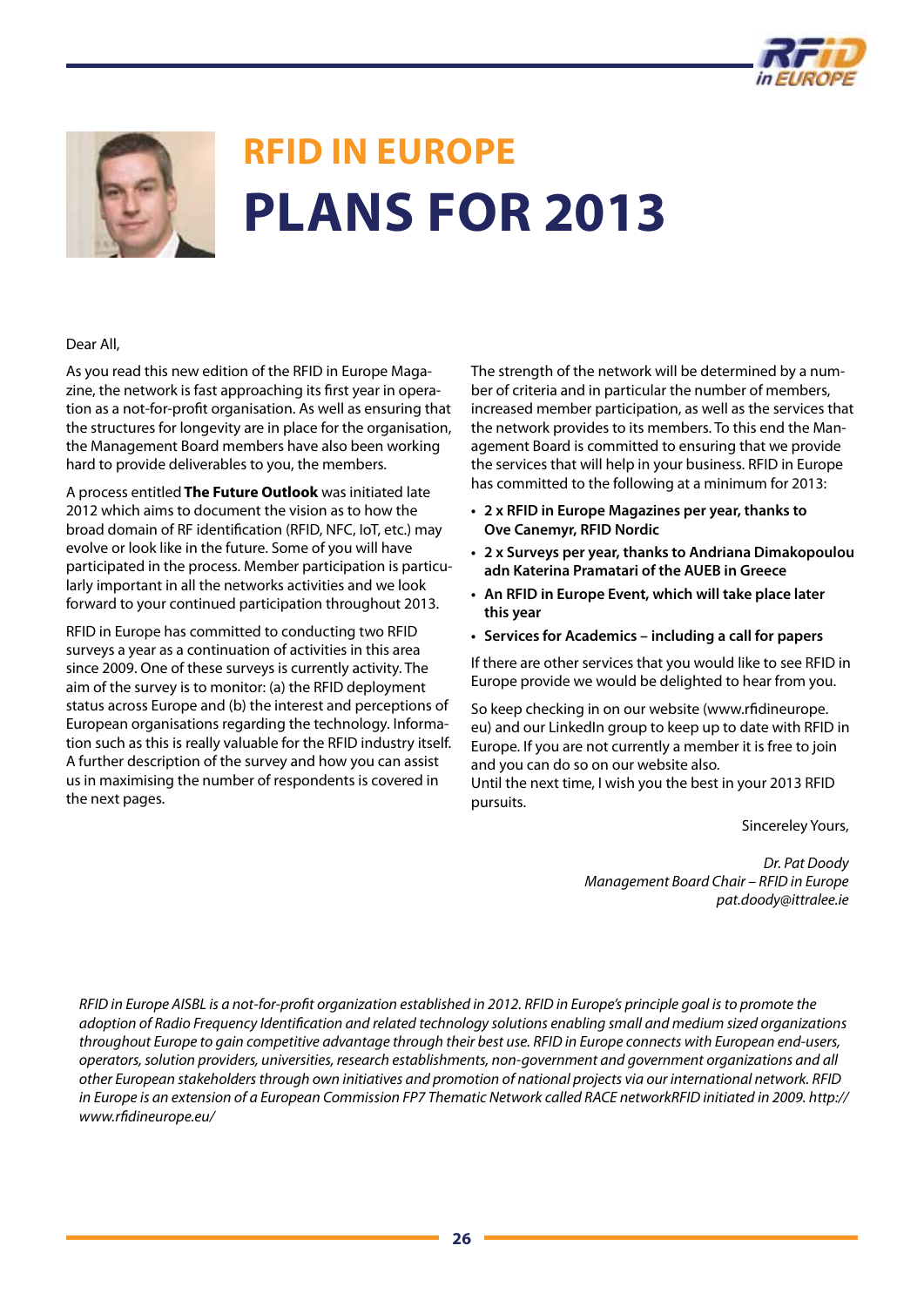# RFID IN EUROPE

# PLANS FOR 2013

Dear All,

As you read this new edition of the RFID in Europe Magazine, the network is fast approaching its first year in operation as a not-for-profit organisation. As well as ensuring that the structures for longevity are in place for the organisation, the Management Board members have also been working hard to provide deliverables to you, the members.

A process entitled **The Future Outlook** was initiated late 2012 which aims to document the vision as to how the broad domain of RF identification (RFID, NFC, IoT, etc.) may evolve or look like in the future. Some of you will have participated in the process. Member participation is particularly important in all the networks activities and we look forward to your continued participation throughout 2013.

RFID in Europe has committed to conducting two RFID surveys a year as a continuation of activities in this area since 2009. One of these surveys is currently activity. The aim of the survey is to monitor: (a) the RFID deployment status across Europe and (b) the interest and perceptions of European organisations regarding the technology. Information such as this is really valuable for the RFID industry itself. A further description of the survey and how you can assist us in maximising the number of respondents is covered in the next pages.

The strength of the network will be determined by a number of criteria and in particular the number of members, increased member participation, as well as the services that the network provides to its members. To this end the Management Board is committed to ensuring that we provide the services that will help in your business. RFID in Europe has committed to the following at a minimum for 2013:

- **2 x RFID in Europe Magazines per year, thanks to Ove Canemyr, RFID Nordic**
- **2 x Surveys per year, thanks to Andriana Dimakopoulou adn Katerina Pramatari of the AUEB in Greece**
- **An RFID in Europe Event, which will take place later this year**
- **Services for Academics – including a call for papers**

If there are other services that you would like to see RFID in Europe provide we would be delighted to hear from you.

So keep checking in on our website (www.rfidineurope.eu) and our LinkedIn group to keep up to date with RFID in Europe. If you are not currently a member it is free to join and you can do so on our website also.
Until the next time, I wish you the best in your 2013 RFID pursuits.

Sincereley Yours,

*Dr. Pat Doody*
*Management Board Chair – RFID in Europe*
*pat.doody@ittralee.ie*

*RFID in Europe AISBL is a not-for-profit organization established in 2012. RFID in Europe's principle goal is to promote the adoption of Radio Frequency Identification and related technology solutions enabling small and medium sized organizations throughout Europe to gain competitive advantage through their best use. RFID in Europe connects with European end-users, operators, solution providers, universities, research establishments, non-government and government organizations and all other European stakeholders through own initiatives and promotion of national projects via our international network. RFID in Europe is an extension of a European Commission FP7 Thematic Network called RACE networkRFID initiated in 2009. http://www.rfidineurope.eu/*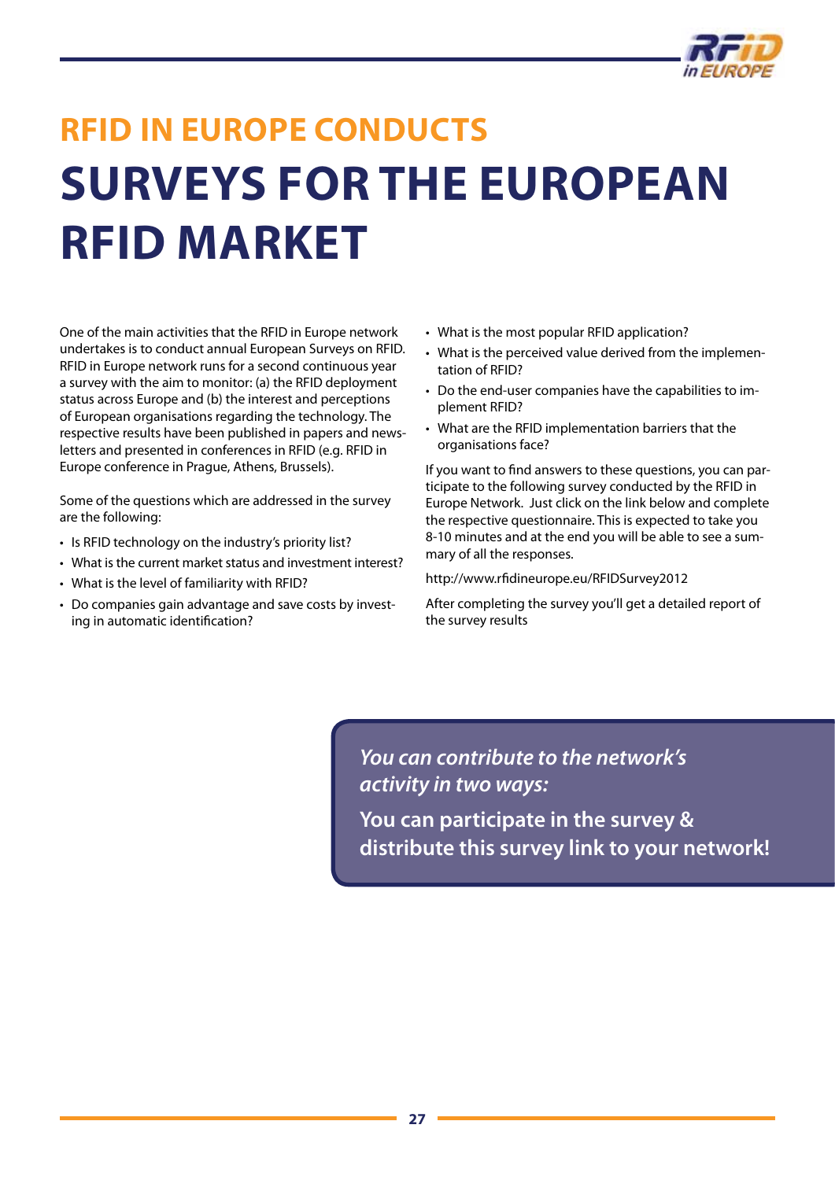# RFID IN EUROPE CONDUCTS SURVEYS FOR THE EUROPEAN RFID MARKET

One of the main activities that the RFID in Europe network undertakes is to conduct annual European Surveys on RFID. RFID in Europe network runs for a second continuous year a survey with the aim to monitor: (a) the RFID deployment status across Europe and (b) the interest and perceptions of European organisations regarding the technology. The respective results have been published in papers and newsletters and presented in conferences in RFID (e.g. RFID in Europe conference in Prague, Athens, Brussels).

Some of the questions which are addressed in the survey are the following:

- Is RFID technology on the industry's priority list?
- What is the current market status and investment interest?
- What is the level of familiarity with RFID?
- Do companies gain advantage and save costs by investing in automatic identification?
- What is the most popular RFID application?
- What is the perceived value derived from the implementation of RFID?
- Do the end-user companies have the capabilities to implement RFID?
- What are the RFID implementation barriers that the organisations face?

If you want to find answers to these questions, you can participate to the following survey conducted by the RFID in Europe Network. Just click on the link below and complete the respective questionnaire. This is expected to take you 8-10 minutes and at the end you will be able to see a summary of all the responses.

http://www.rfidineurope.eu/RFIDSurvey2012

After completing the survey you'll get a detailed report of the survey results

***You can contribute to the network's activity in two ways:***

**You can participate in the survey & distribute this survey link to your network!**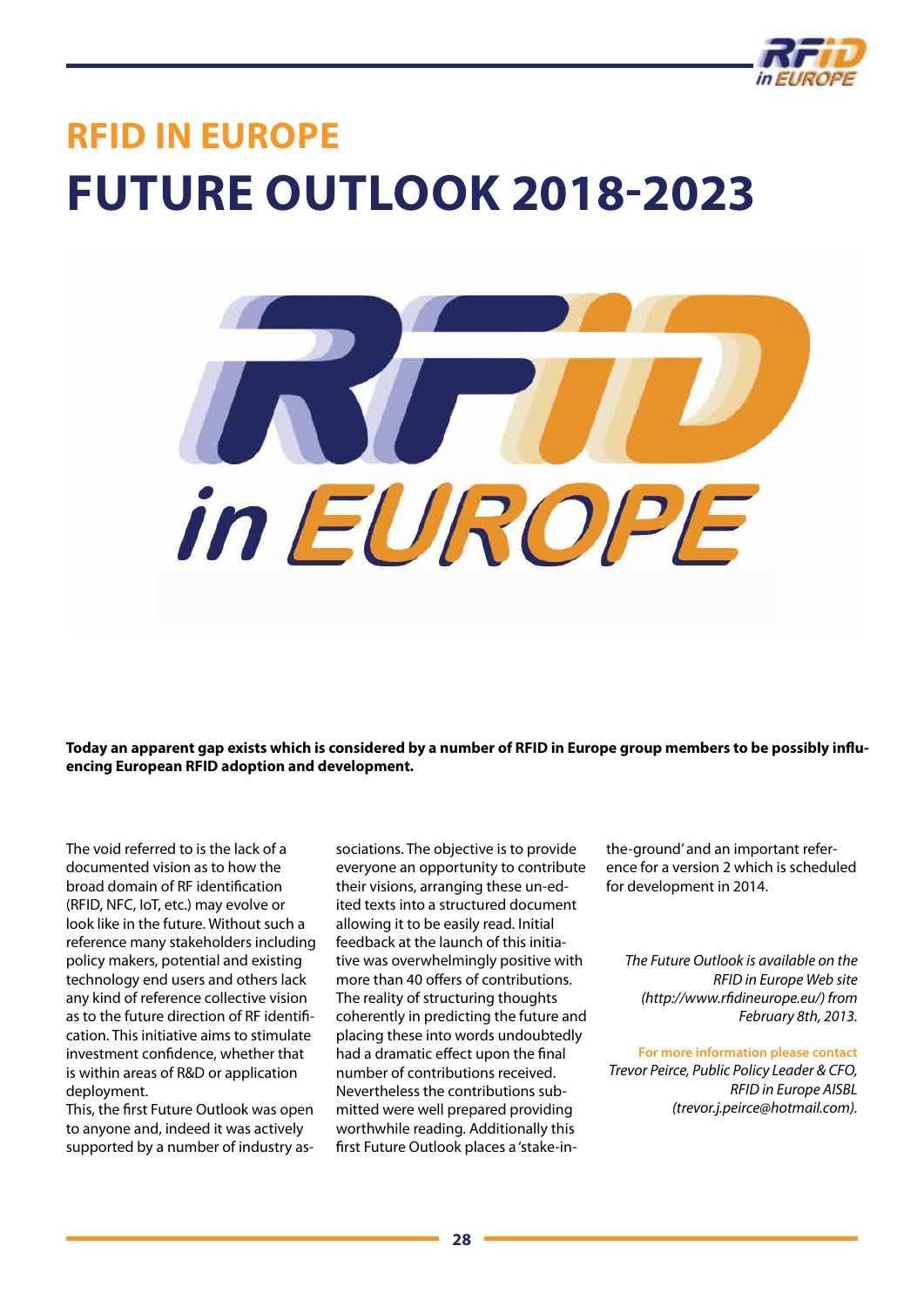## RFID IN EUROPE

# FUTURE OUTLOOK 2018-2023

**Today an apparent gap exists which is considered by a number of RFID in Europe group members to be possibly influencing European RFID adoption and development.**

The void referred to is the lack of a documented vision as to how the broad domain of RF identification (RFID, NFC, IoT, etc.) may evolve or look like in the future. Without such a reference many stakeholders including policy makers, potential and existing technology end users and others lack any kind of reference collective vision as to the future direction of RF identification. This initiative aims to stimulate investment confidence, whether that is within areas of R&D or application deployment.

This, the first Future Outlook was open to anyone and, indeed it was actively supported by a number of industry associations. The objective is to provide everyone an opportunity to contribute their visions, arranging these un-edited texts into a structured document allowing it to be easily read. Initial feedback at the launch of this initiative was overwhelmingly positive with more than 40 offers of contributions. The reality of structuring thoughts coherently in predicting the future and placing these into words undoubtedly had a dramatic effect upon the final number of contributions received. Nevertheless the contributions submitted were well prepared providing worthwhile reading. Additionally this first Future Outlook places a 'stake-in-the-ground' and an important reference for a version 2 which is scheduled for development in 2014.

*The Future Outlook is available on the RFID in Europe Web site (http://www.rfidineurope.eu/) from February 8th, 2013.*

For more information please contact
*Trevor Peirce, Public Policy Leader & CFO, RFID in Europe AISBL (trevor.j.peirce@hotmail.com).*